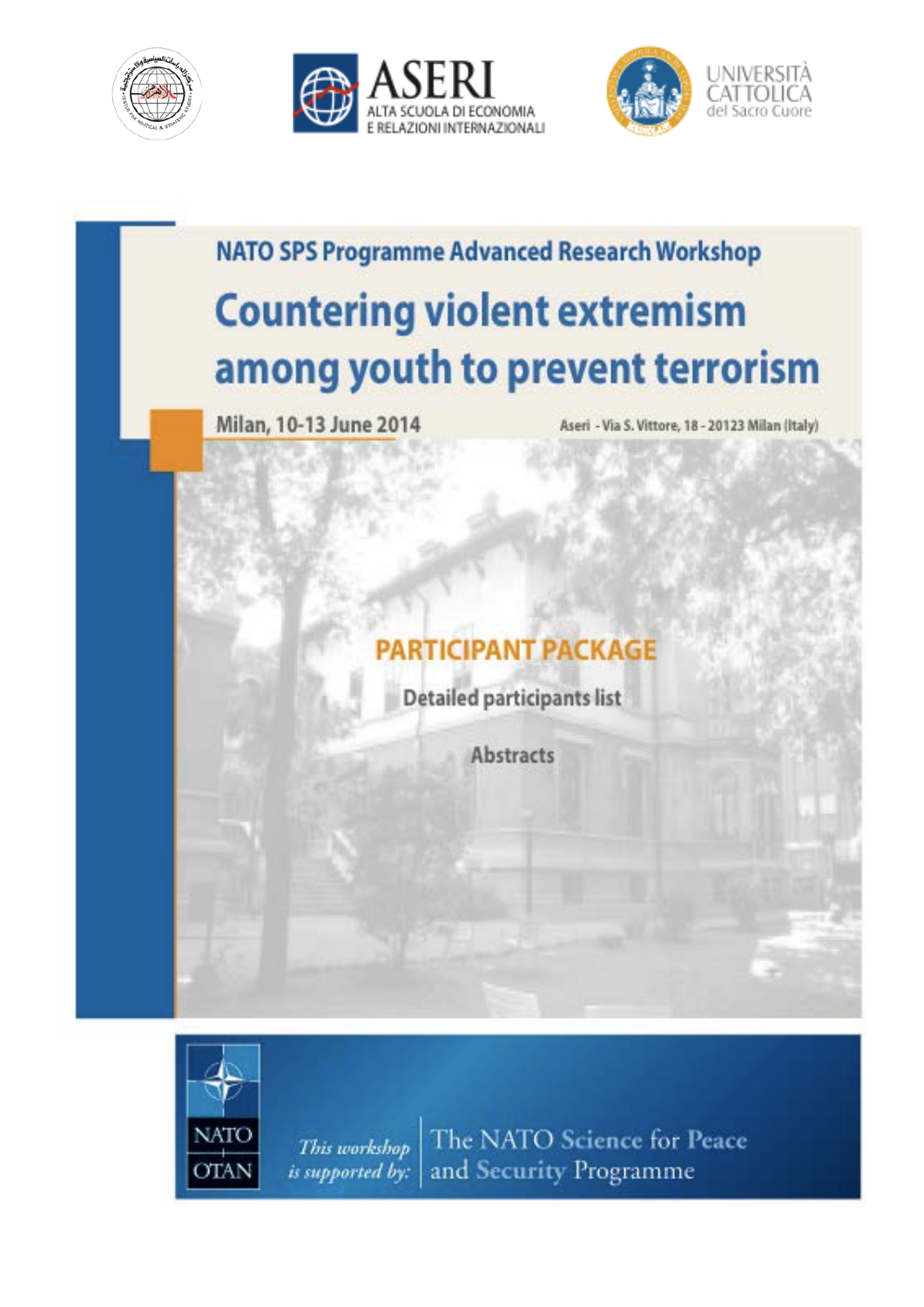ASERI
ALTA SCUOLA DI ECONOMIA E RELAZIONI INTERNAZIONALI

UNIVERSITÀ CATTOLICA del Sacro Cuore

NATO SPS Programme Advanced Research Workshop

# Countering violent extremism among youth to prevent terrorism

Milan, 10-13 June 2014

Aseri - Via S. Vittore, 18 - 20123 Milan (Italy)

## PARTICIPANT PACKAGE

Detailed participants list

Abstracts

NATO OTAN

*This workshop is supported by:* The NATO Science for Peace and Security Programme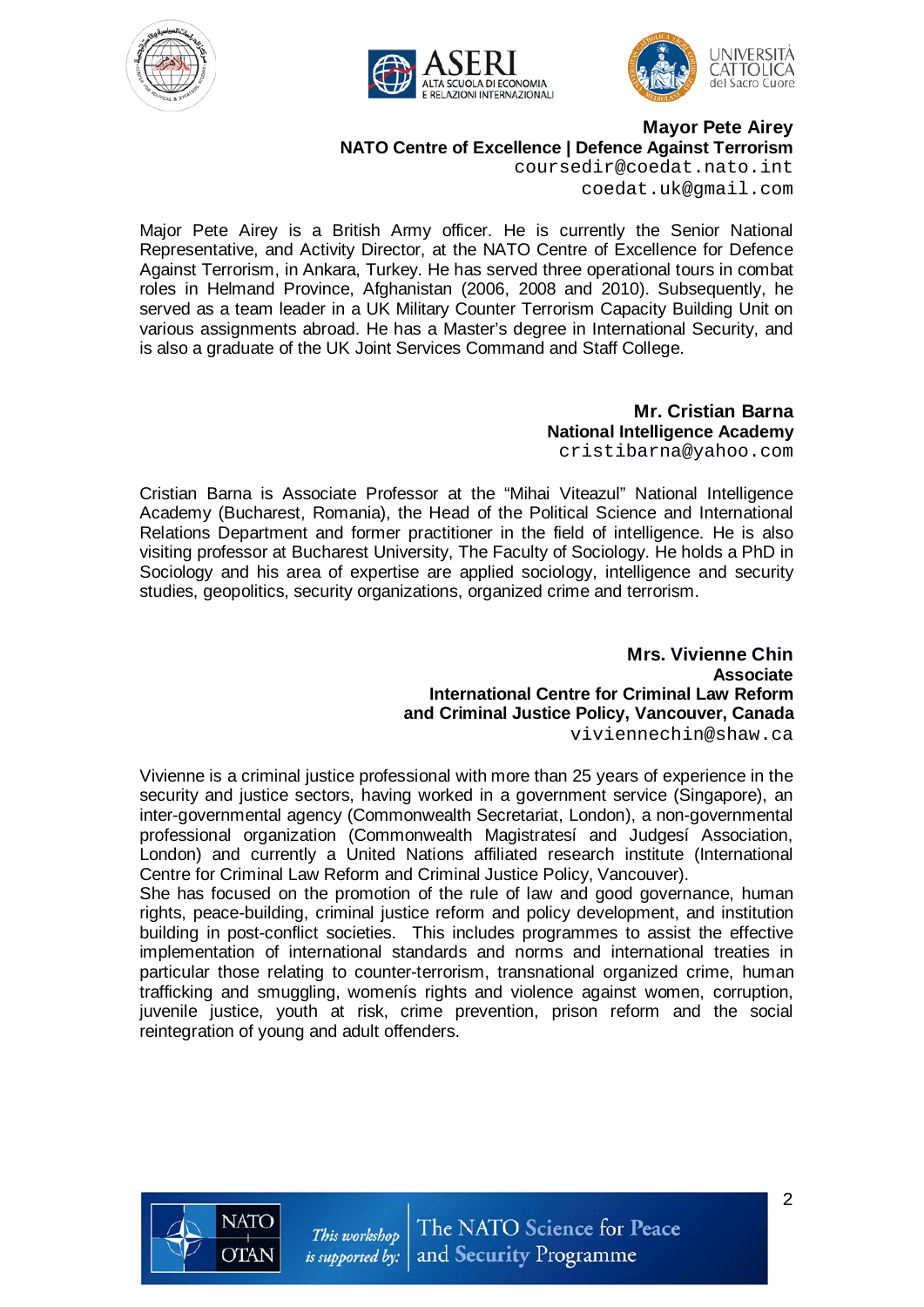**Mayor Pete Airey**
**NATO Centre of Excellence | Defence Against Terrorism**
coursedir@coedat.nato.int
coedat.uk@gmail.com

Major Pete Airey is a British Army officer. He is currently the Senior National Representative, and Activity Director, at the NATO Centre of Excellence for Defence Against Terrorism, in Ankara, Turkey. He has served three operational tours in combat roles in Helmand Province, Afghanistan (2006, 2008 and 2010). Subsequently, he served as a team leader in a UK Military Counter Terrorism Capacity Building Unit on various assignments abroad. He has a Master's degree in International Security, and is also a graduate of the UK Joint Services Command and Staff College.

**Mr. Cristian Barna**
**National Intelligence Academy**
cristibarna@yahoo.com

Cristian Barna is Associate Professor at the "Mihai Viteazul" National Intelligence Academy (Bucharest, Romania), the Head of the Political Science and International Relations Department and former practitioner in the field of intelligence. He is also visiting professor at Bucharest University, The Faculty of Sociology. He holds a PhD in Sociology and his area of expertise are applied sociology, intelligence and security studies, geopolitics, security organizations, organized crime and terrorism.

**Mrs. Vivienne Chin**
**Associate**
**International Centre for Criminal Law Reform and Criminal Justice Policy, Vancouver, Canada**
viviennechin@shaw.ca

Vivienne is a criminal justice professional with more than 25 years of experience in the security and justice sectors, having worked in a government service (Singapore), an inter-governmental agency (Commonwealth Secretariat, London), a non-governmental professional organization (Commonwealth Magistratesí and Judgesí Association, London) and currently a United Nations affiliated research institute (International Centre for Criminal Law Reform and Criminal Justice Policy, Vancouver).
She has focused on the promotion of the rule of law and good governance, human rights, peace-building, criminal justice reform and policy development, and institution building in post-conflict societies. This includes programmes to assist the effective implementation of international standards and norms and international treaties in particular those relating to counter-terrorism, transnational organized crime, human trafficking and smuggling, womenís rights and violence against women, corruption, juvenile justice, youth at risk, crime prevention, prison reform and the social reintegration of young and adult offenders.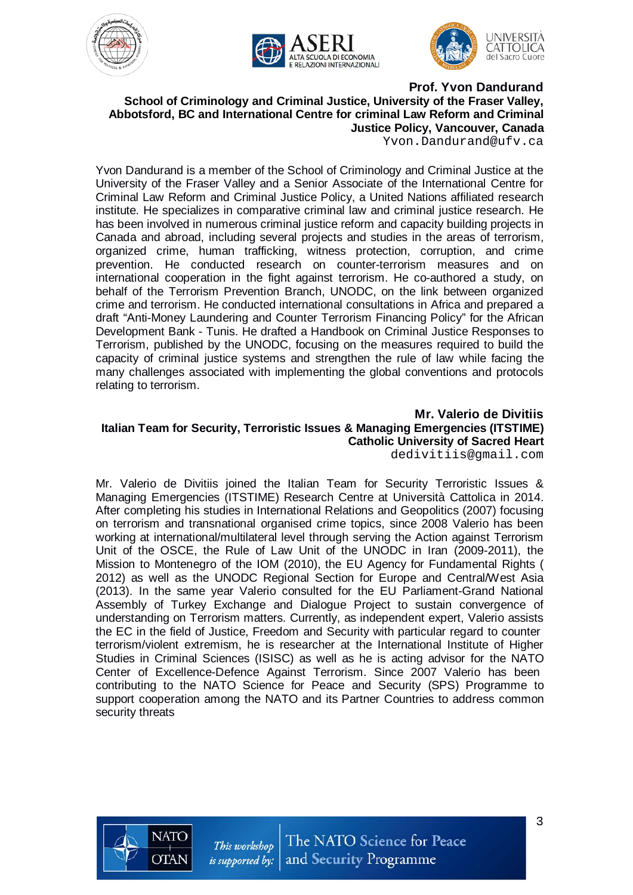**Prof. Yvon Dandurand**
**School of Criminology and Criminal Justice, University of the Fraser Valley, Abbotsford, BC and International Centre for criminal Law Reform and Criminal Justice Policy, Vancouver, Canada**
Yvon.Dandurand@ufv.ca

Yvon Dandurand is a member of the School of Criminology and Criminal Justice at the University of the Fraser Valley and a Senior Associate of the International Centre for Criminal Law Reform and Criminal Justice Policy, a United Nations affiliated research institute. He specializes in comparative criminal law and criminal justice research. He has been involved in numerous criminal justice reform and capacity building projects in Canada and abroad, including several projects and studies in the areas of terrorism, organized crime, human trafficking, witness protection, corruption, and crime prevention. He conducted research on counter-terrorism measures and on international cooperation in the fight against terrorism. He co-authored a study, on behalf of the Terrorism Prevention Branch, UNODC, on the link between organized crime and terrorism. He conducted international consultations in Africa and prepared a draft "Anti-Money Laundering and Counter Terrorism Financing Policy" for the African Development Bank - Tunis. He drafted a Handbook on Criminal Justice Responses to Terrorism, published by the UNODC, focusing on the measures required to build the capacity of criminal justice systems and strengthen the rule of law while facing the many challenges associated with implementing the global conventions and protocols relating to terrorism.

**Mr. Valerio de Divitiis**
**Italian Team for Security, Terroristic Issues & Managing Emergencies (ITSTIME)**
**Catholic University of Sacred Heart**
dedivitiis@gmail.com

Mr. Valerio de Divitiis joined the Italian Team for Security Terroristic Issues & Managing Emergencies (ITSTIME) Research Centre at Università Cattolica in 2014. After completing his studies in International Relations and Geopolitics (2007) focusing on terrorism and transnational organised crime topics, since 2008 Valerio has been working at international/multilateral level through serving the Action against Terrorism Unit of the OSCE, the Rule of Law Unit of the UNODC in Iran (2009-2011), the Mission to Montenegro of the IOM (2010), the EU Agency for Fundamental Rights ( 2012) as well as the UNODC Regional Section for Europe and Central/West Asia (2013). In the same year Valerio consulted for the EU Parliament-Grand National Assembly of Turkey Exchange and Dialogue Project to sustain convergence of understanding on Terrorism matters. Currently, as independent expert, Valerio assists the EC in the field of Justice, Freedom and Security with particular regard to counter terrorism/violent extremism, he is researcher at the International Institute of Higher Studies in Criminal Sciences (ISISC) as well as he is acting advisor for the NATO Center of Excellence-Defence Against Terrorism. Since 2007 Valerio has been contributing to the NATO Science for Peace and Security (SPS) Programme to support cooperation among the NATO and its Partner Countries to address common security threats

*This workshop is supported by:* The NATO Science for Peace and Security Programme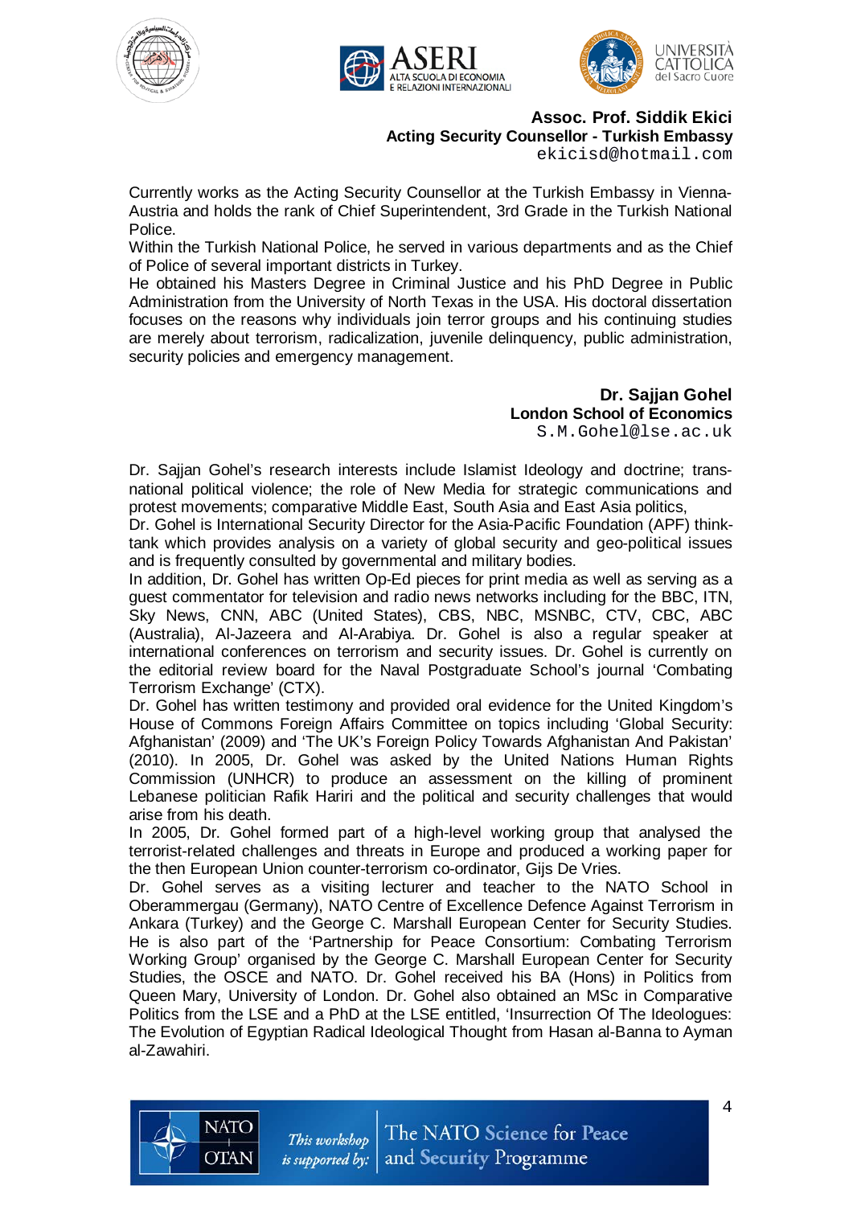**Assoc. Prof. Siddik Ekici**
**Acting Security Counsellor - Turkish Embassy**
ekicisd@hotmail.com

Currently works as the Acting Security Counsellor at the Turkish Embassy in Vienna-Austria and holds the rank of Chief Superintendent, 3rd Grade in the Turkish National Police.
Within the Turkish National Police, he served in various departments and as the Chief of Police of several important districts in Turkey.
He obtained his Masters Degree in Criminal Justice and his PhD Degree in Public Administration from the University of North Texas in the USA. His doctoral dissertation focuses on the reasons why individuals join terror groups and his continuing studies are merely about terrorism, radicalization, juvenile delinquency, public administration, security policies and emergency management.

**Dr. Sajjan Gohel**
**London School of Economics**
S.M.Gohel@lse.ac.uk

Dr. Sajjan Gohel's research interests include Islamist Ideology and doctrine; trans-national political violence; the role of New Media for strategic communications and protest movements; comparative Middle East, South Asia and East Asia politics,
Dr. Gohel is International Security Director for the Asia-Pacific Foundation (APF) think-tank which provides analysis on a variety of global security and geo-political issues and is frequently consulted by governmental and military bodies.
In addition, Dr. Gohel has written Op-Ed pieces for print media as well as serving as a guest commentator for television and radio news networks including for the BBC, ITN, Sky News, CNN, ABC (United States), CBS, NBC, MSNBC, CTV, CBC, ABC (Australia), Al-Jazeera and Al-Arabiya. Dr. Gohel is also a regular speaker at international conferences on terrorism and security issues. Dr. Gohel is currently on the editorial review board for the Naval Postgraduate School's journal 'Combating Terrorism Exchange' (CTX).
Dr. Gohel has written testimony and provided oral evidence for the United Kingdom's House of Commons Foreign Affairs Committee on topics including 'Global Security: Afghanistan' (2009) and 'The UK's Foreign Policy Towards Afghanistan And Pakistan' (2010). In 2005, Dr. Gohel was asked by the United Nations Human Rights Commission (UNHCR) to produce an assessment on the killing of prominent Lebanese politician Rafik Hariri and the political and security challenges that would arise from his death.
In 2005, Dr. Gohel formed part of a high-level working group that analysed the terrorist-related challenges and threats in Europe and produced a working paper for the then European Union counter-terrorism co-ordinator, Gijs De Vries.
Dr. Gohel serves as a visiting lecturer and teacher to the NATO School in Oberammergau (Germany), NATO Centre of Excellence Defence Against Terrorism in Ankara (Turkey) and the George C. Marshall European Center for Security Studies. He is also part of the 'Partnership for Peace Consortium: Combating Terrorism Working Group' organised by the George C. Marshall European Center for Security Studies, the OSCE and NATO. Dr. Gohel received his BA (Hons) in Politics from Queen Mary, University of London. Dr. Gohel also obtained an MSc in Comparative Politics from the LSE and a PhD at the LSE entitled, 'Insurrection Of The Ideologues: The Evolution of Egyptian Radical Ideological Thought from Hasan al-Banna to Ayman al-Zawahiri.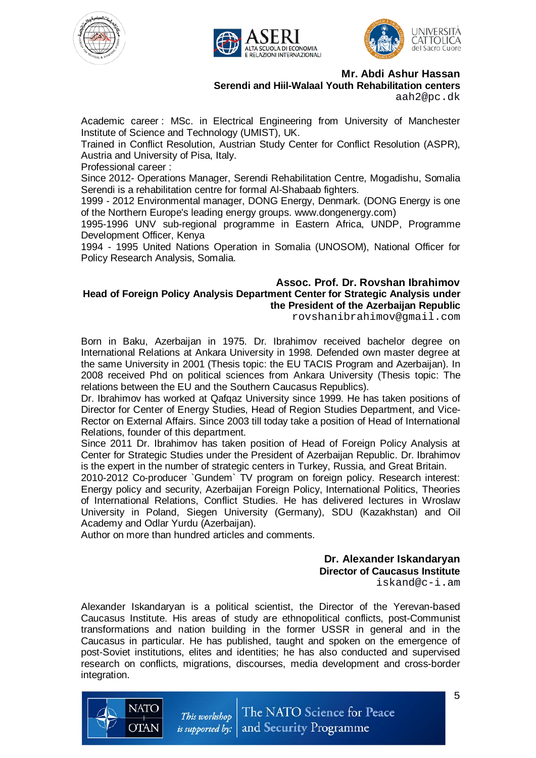**Mr. Abdi Ashur Hassan**
**Serendi and Hiil-Walaal Youth Rehabilitation centers**
aah2@pc.dk

Academic career : MSc. in Electrical Engineering from University of Manchester Institute of Science and Technology (UMIST), UK.
Trained in Conflict Resolution, Austrian Study Center for Conflict Resolution (ASPR), Austria and University of Pisa, Italy.
Professional career :
Since 2012- Operations Manager, Serendi Rehabilitation Centre, Mogadishu, Somalia Serendi is a rehabilitation centre for formal Al-Shabaab fighters.
1999 - 2012 Environmental manager, DONG Energy, Denmark. (DONG Energy is one of the Northern Europe's leading energy groups. www.dongenergy.com)
1995-1996 UNV sub-regional programme in Eastern Africa, UNDP, Programme Development Officer, Kenya
1994 - 1995 United Nations Operation in Somalia (UNOSOM), National Officer for Policy Research Analysis, Somalia.

**Assoc. Prof. Dr. Rovshan Ibrahimov**
**Head of Foreign Policy Analysis Department Center for Strategic Analysis under the President of the Azerbaijan Republic**
rovshanibrahimov@gmail.com

Born in Baku, Azerbaijan in 1975. Dr. Ibrahimov received bachelor degree on International Relations at Ankara University in 1998. Defended own master degree at the same University in 2001 (Thesis topic: the EU TACIS Program and Azerbaijan). In 2008 received Phd on political sciences from Ankara University (Thesis topic: The relations between the EU and the Southern Caucasus Republics).
Dr. Ibrahimov has worked at Qafqaz University since 1999. He has taken positions of Director for Center of Energy Studies, Head of Region Studies Department, and Vice-Rector on External Affairs. Since 2003 till today take a position of Head of International Relations, founder of this department.
Since 2011 Dr. Ibrahimov has taken position of Head of Foreign Policy Analysis at Center for Strategic Studies under the President of Azerbaijan Republic. Dr. Ibrahimov is the expert in the number of strategic centers in Turkey, Russia, and Great Britain.
2010-2012 Co-producer `Gundem` TV program on foreign policy. Research interest: Energy policy and security, Azerbaijan Foreign Policy, International Politics, Theories of International Relations, Conflict Studies. He has delivered lectures in Wroslaw University in Poland, Siegen University (Germany), SDU (Kazakhstan) and Oil Academy and Odlar Yurdu (Azerbaijan).
Author on more than hundred articles and comments.

**Dr. Alexander Iskandaryan**
**Director of Caucasus Institute**
iskand@c-i.am

Alexander Iskandaryan is a political scientist, the Director of the Yerevan-based Caucasus Institute. His areas of study are ethnopolitical conflicts, post-Communist transformations and nation building in the former USSR in general and in the Caucasus in particular. He has published, taught and spoken on the emergence of post-Soviet institutions, elites and identities; he has also conducted and supervised research on conflicts, migrations, discourses, media development and cross-border integration.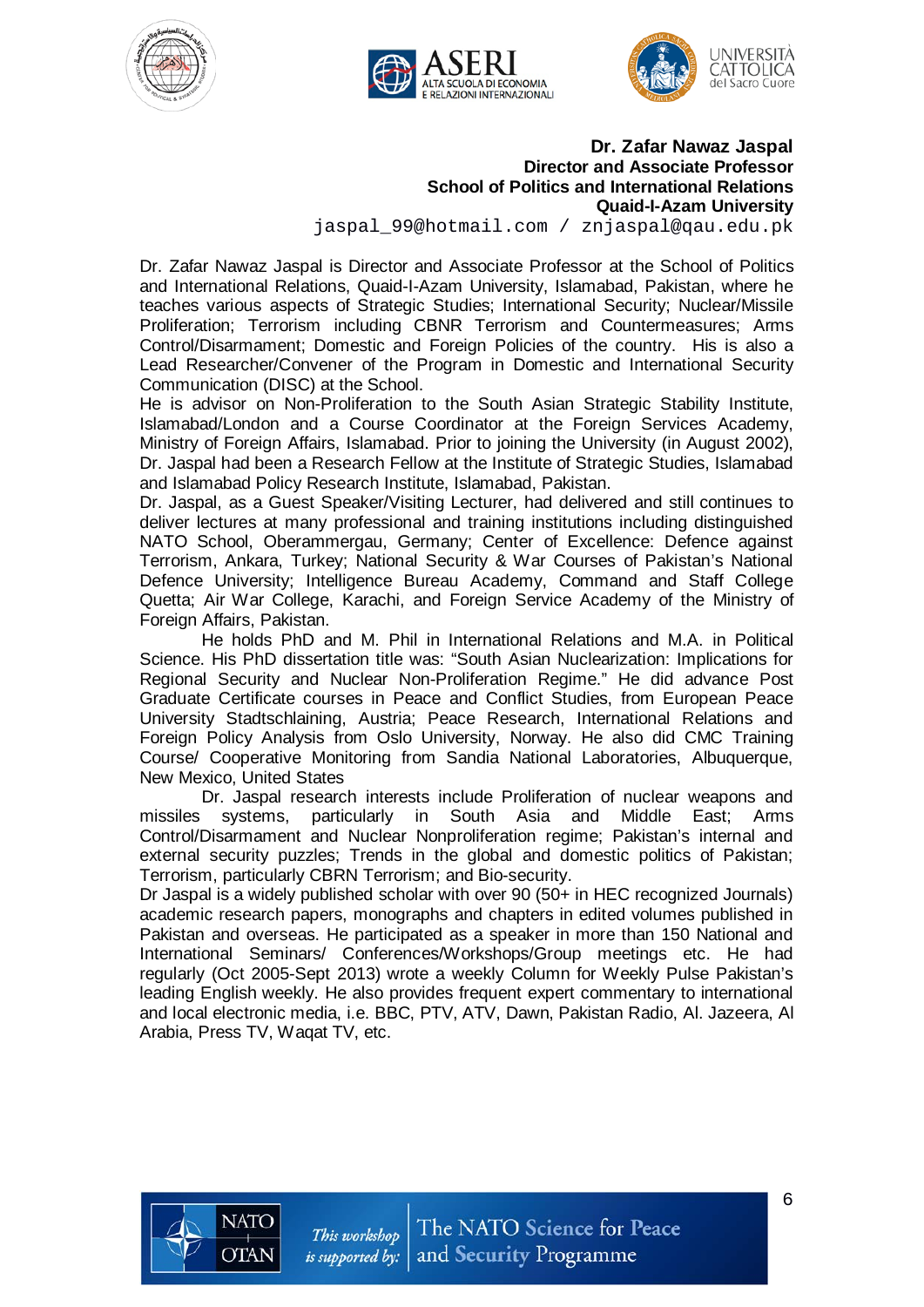**Dr. Zafar Nawaz Jaspal**
**Director and Associate Professor**
**School of Politics and International Relations**
**Quaid-I-Azam University**
jaspal_99@hotmail.com / znjaspal@qau.edu.pk

Dr. Zafar Nawaz Jaspal is Director and Associate Professor at the School of Politics and International Relations, Quaid-I-Azam University, Islamabad, Pakistan, where he teaches various aspects of Strategic Studies; International Security; Nuclear/Missile Proliferation; Terrorism including CBNR Terrorism and Countermeasures; Arms Control/Disarmament; Domestic and Foreign Policies of the country. His is also a Lead Researcher/Convener of the Program in Domestic and International Security Communication (DISC) at the School.

He is advisor on Non-Proliferation to the South Asian Strategic Stability Institute, Islamabad/London and a Course Coordinator at the Foreign Services Academy, Ministry of Foreign Affairs, Islamabad. Prior to joining the University (in August 2002), Dr. Jaspal had been a Research Fellow at the Institute of Strategic Studies, Islamabad and Islamabad Policy Research Institute, Islamabad, Pakistan.

Dr. Jaspal, as a Guest Speaker/Visiting Lecturer, had delivered and still continues to deliver lectures at many professional and training institutions including distinguished NATO School, Oberammergau, Germany; Center of Excellence: Defence against Terrorism, Ankara, Turkey; National Security & War Courses of Pakistan's National Defence University; Intelligence Bureau Academy, Command and Staff College Quetta; Air War College, Karachi, and Foreign Service Academy of the Ministry of Foreign Affairs, Pakistan.

He holds PhD and M. Phil in International Relations and M.A. in Political Science. His PhD dissertation title was: "South Asian Nuclearization: Implications for Regional Security and Nuclear Non-Proliferation Regime." He did advance Post Graduate Certificate courses in Peace and Conflict Studies, from European Peace University Stadtschlaining, Austria; Peace Research, International Relations and Foreign Policy Analysis from Oslo University, Norway. He also did CMC Training Course/ Cooperative Monitoring from Sandia National Laboratories, Albuquerque, New Mexico, United States

Dr. Jaspal research interests include Proliferation of nuclear weapons and missiles systems, particularly in South Asia and Middle East; Arms Control/Disarmament and Nuclear Nonproliferation regime; Pakistan's internal and external security puzzles; Trends in the global and domestic politics of Pakistan; Terrorism, particularly CBRN Terrorism; and Bio-security.

Dr Jaspal is a widely published scholar with over 90 (50+ in HEC recognized Journals) academic research papers, monographs and chapters in edited volumes published in Pakistan and overseas. He participated as a speaker in more than 150 National and International Seminars/ Conferences/Workshops/Group meetings etc. He had regularly (Oct 2005-Sept 2013) wrote a weekly Column for Weekly Pulse Pakistan's leading English weekly. He also provides frequent expert commentary to international and local electronic media, i.e. BBC, PTV, ATV, Dawn, Pakistan Radio, Al. Jazeera, Al Arabia, Press TV, Waqat TV, etc.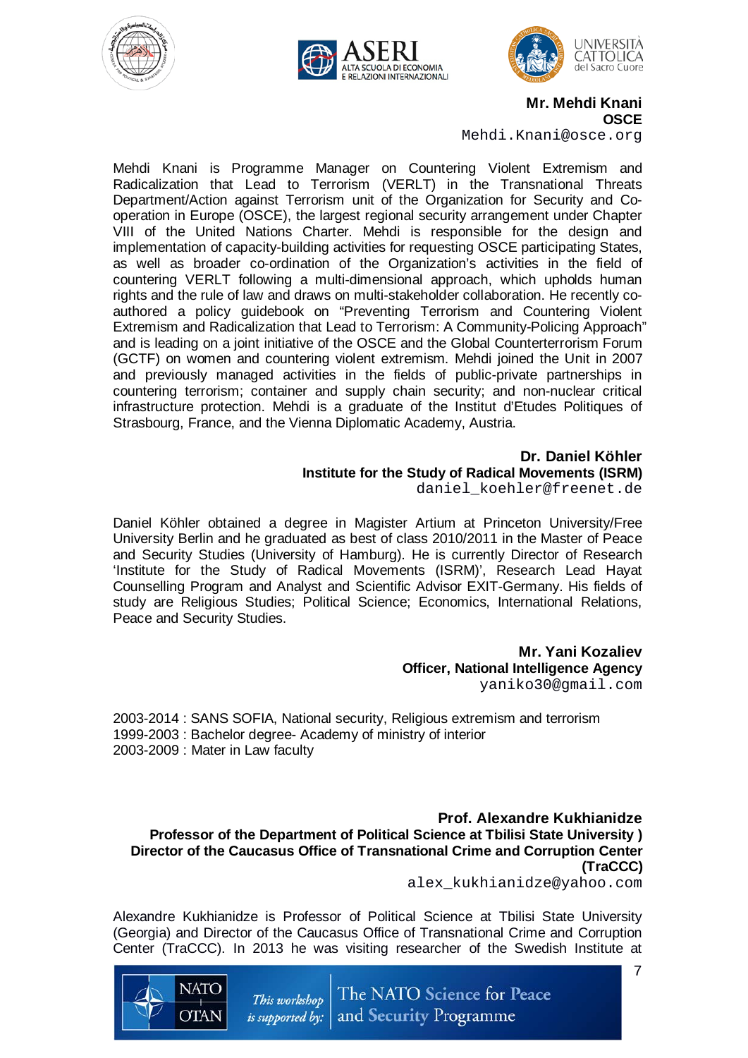**Mr. Mehdi Knani**
**OSCE**
Mehdi.Knani@osce.org

Mehdi Knani is Programme Manager on Countering Violent Extremism and Radicalization that Lead to Terrorism (VERLT) in the Transnational Threats Department/Action against Terrorism unit of the Organization for Security and Co-operation in Europe (OSCE), the largest regional security arrangement under Chapter VIII of the United Nations Charter. Mehdi is responsible for the design and implementation of capacity-building activities for requesting OSCE participating States, as well as broader co-ordination of the Organization's activities in the field of countering VERLT following a multi-dimensional approach, which upholds human rights and the rule of law and draws on multi-stakeholder collaboration. He recently co-authored a policy guidebook on "Preventing Terrorism and Countering Violent Extremism and Radicalization that Lead to Terrorism: A Community-Policing Approach" and is leading on a joint initiative of the OSCE and the Global Counterterrorism Forum (GCTF) on women and countering violent extremism. Mehdi joined the Unit in 2007 and previously managed activities in the fields of public-private partnerships in countering terrorism; container and supply chain security; and non-nuclear critical infrastructure protection. Mehdi is a graduate of the Institut d'Etudes Politiques of Strasbourg, France, and the Vienna Diplomatic Academy, Austria.

**Dr. Daniel Köhler**
**Institute for the Study of Radical Movements (ISRM)**
daniel_koehler@freenet.de

Daniel Köhler obtained a degree in Magister Artium at Princeton University/Free University Berlin and he graduated as best of class 2010/2011 in the Master of Peace and Security Studies (University of Hamburg). He is currently Director of Research 'Institute for the Study of Radical Movements (ISRM)', Research Lead Hayat Counselling Program and Analyst and Scientific Advisor EXIT-Germany. His fields of study are Religious Studies; Political Science; Economics, International Relations, Peace and Security Studies.

**Mr. Yani Kozaliev**
**Officer, National Intelligence Agency**
yaniko30@gmail.com

2003-2014 : SANS SOFIA, National security, Religious extremism and terrorism
1999-2003 : Bachelor degree- Academy of ministry of interior
2003-2009 : Mater in Law faculty

**Prof. Alexandre Kukhianidze**
**Professor of the Department of Political Science at Tbilisi State University )**
**Director of the Caucasus Office of Transnational Crime and Corruption Center (TraCCC)**
alex_kukhianidze@yahoo.com

Alexandre Kukhianidze is Professor of Political Science at Tbilisi State University (Georgia) and Director of the Caucasus Office of Transnational Crime and Corruption Center (TraCCC). In 2013 he was visiting researcher of the Swedish Institute at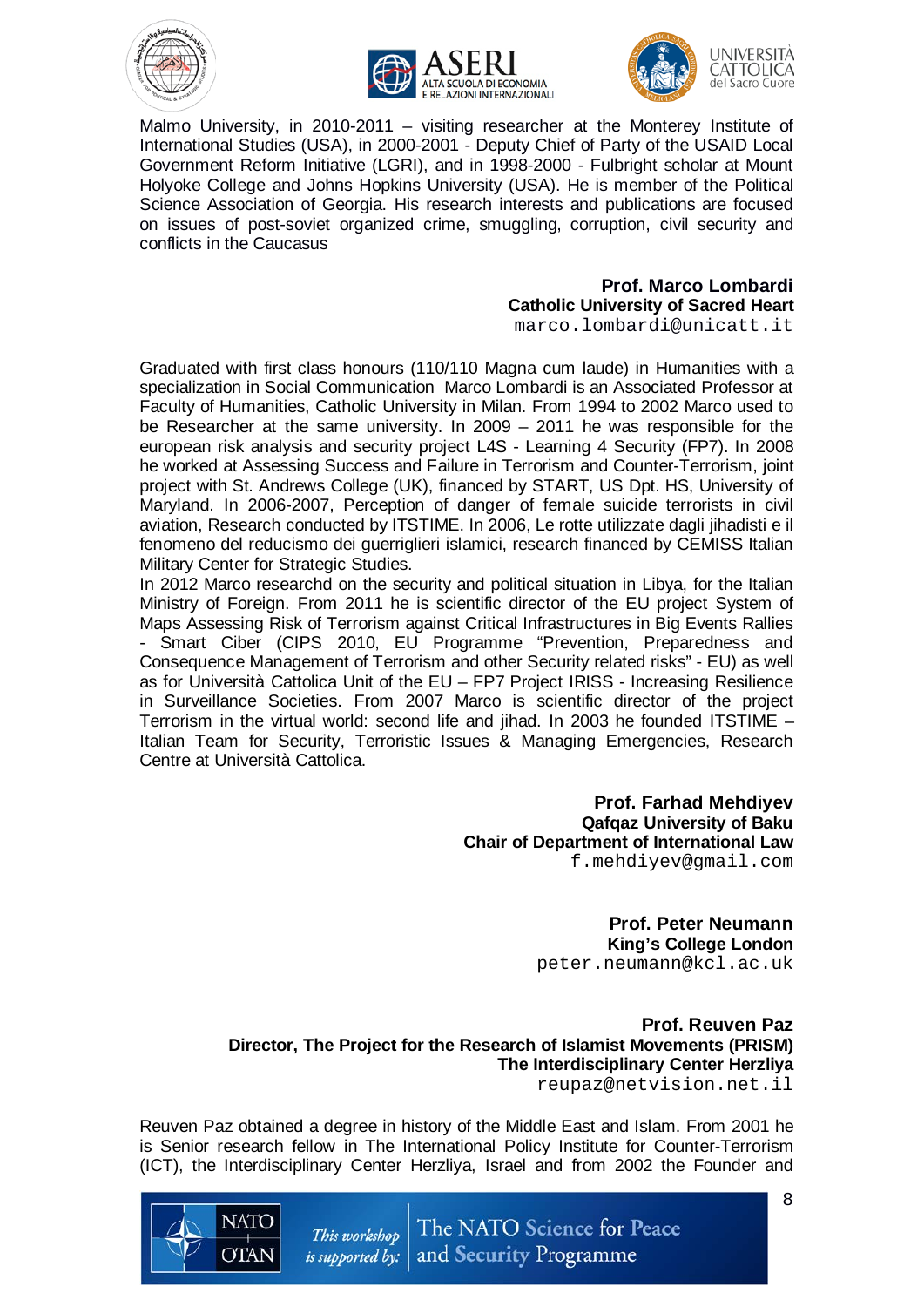Malmo University, in 2010-2011 – visiting researcher at the Monterey Institute of International Studies (USA), in 2000-2001 - Deputy Chief of Party of the USAID Local Government Reform Initiative (LGRI), and in 1998-2000 - Fulbright scholar at Mount Holyoke College and Johns Hopkins University (USA). He is member of the Political Science Association of Georgia. His research interests and publications are focused on issues of post-soviet organized crime, smuggling, corruption, civil security and conflicts in the Caucasus

**Prof. Marco Lombardi**
**Catholic University of Sacred Heart**
marco.lombardi@unicatt.it

Graduated with first class honours (110/110 Magna cum laude) in Humanities with a specialization in Social Communication Marco Lombardi is an Associated Professor at Faculty of Humanities, Catholic University in Milan. From 1994 to 2002 Marco used to be Researcher at the same university. In 2009 – 2011 he was responsible for the european risk analysis and security project L4S - Learning 4 Security (FP7). In 2008 he worked at Assessing Success and Failure in Terrorism and Counter-Terrorism, joint project with St. Andrews College (UK), financed by START, US Dpt. HS, University of Maryland. In 2006-2007, Perception of danger of female suicide terrorists in civil aviation, Research conducted by ITSTIME. In 2006, Le rotte utilizzate dagli jihadisti e il fenomeno del reducismo dei guerriglieri islamici, research financed by CEMISS Italian Military Center for Strategic Studies.
In 2012 Marco researchd on the security and political situation in Libya, for the Italian Ministry of Foreign. From 2011 he is scientific director of the EU project System of Maps Assessing Risk of Terrorism against Critical Infrastructures in Big Events Rallies - Smart Ciber (CIPS 2010, EU Programme "Prevention, Preparedness and Consequence Management of Terrorism and other Security related risks" - EU) as well as for Università Cattolica Unit of the EU – FP7 Project IRISS - Increasing Resilience in Surveillance Societies. From 2007 Marco is scientific director of the project Terrorism in the virtual world: second life and jihad. In 2003 he founded ITSTIME – Italian Team for Security, Terroristic Issues & Managing Emergencies, Research Centre at Università Cattolica.

**Prof. Farhad Mehdiyev**
**Qafqaz University of Baku**
**Chair of Department of International Law**
f.mehdiyev@gmail.com

**Prof. Peter Neumann**
**King's College London**
peter.neumann@kcl.ac.uk

**Prof. Reuven Paz**
**Director, The Project for the Research of Islamist Movements (PRISM)**
**The Interdisciplinary Center Herzliya**
reupaz@netvision.net.il

Reuven Paz obtained a degree in history of the Middle East and Islam. From 2001 he is Senior research fellow in The International Policy Institute for Counter-Terrorism (ICT), the Interdisciplinary Center Herzliya, Israel and from 2002 the Founder and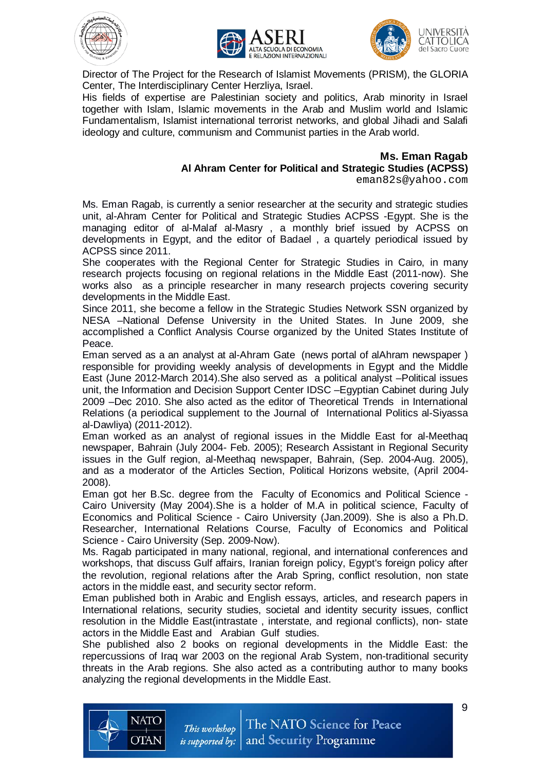Director of The Project for the Research of Islamist Movements (PRISM), the GLORIA Center, The Interdisciplinary Center Herzliya, Israel.
His fields of expertise are Palestinian society and politics, Arab minority in Israel together with Islam, Islamic movements in the Arab and Muslim world and Islamic Fundamentalism, Islamist international terrorist networks, and global Jihadi and Salafi ideology and culture, communism and Communist parties in the Arab world.

**Ms. Eman Ragab**
**Al Ahram Center for Political and Strategic Studies (ACPSS)**
eman82s@yahoo.com

Ms. Eman Ragab, is currently a senior researcher at the security and strategic studies unit, al-Ahram Center for Political and Strategic Studies ACPSS -Egypt. She is the managing editor of al-Malaf al-Masry , a monthly brief issued by ACPSS on developments in Egypt, and the editor of Badael , a quartely periodical issued by ACPSS since 2011.
She cooperates with the Regional Center for Strategic Studies in Cairo, in many research projects focusing on regional relations in the Middle East (2011-now). She works also as a principle researcher in many research projects covering security developments in the Middle East.
Since 2011, she become a fellow in the Strategic Studies Network SSN organized by NESA –National Defense University in the United States. In June 2009, she accomplished a Conflict Analysis Course organized by the United States Institute of Peace.
Eman served as a an analyst at al-Ahram Gate (news portal of alAhram newspaper ) responsible for providing weekly analysis of developments in Egypt and the Middle East (June 2012-March 2014).She also served as a political analyst –Political issues unit, the Information and Decision Support Center IDSC –Egyptian Cabinet during July 2009 –Dec 2010. She also acted as the editor of Theoretical Trends in International Relations (a periodical supplement to the Journal of International Politics al-Siyassa al-Dawliya) (2011-2012).
Eman worked as an analyst of regional issues in the Middle East for al-Meethaq newspaper, Bahrain (July 2004- Feb. 2005); Research Assistant in Regional Security issues in the Gulf region, al-Meethaq newspaper, Bahrain, (Sep. 2004-Aug. 2005), and as a moderator of the Articles Section, Political Horizons website, (April 2004-2008).
Eman got her B.Sc. degree from the Faculty of Economics and Political Science - Cairo University (May 2004).She is a holder of M.A in political science, Faculty of Economics and Political Science - Cairo University (Jan.2009). She is also a Ph.D. Researcher, International Relations Course, Faculty of Economics and Political Science - Cairo University (Sep. 2009-Now).
Ms. Ragab participated in many national, regional, and international conferences and workshops, that discuss Gulf affairs, Iranian foreign policy, Egypt's foreign policy after the revolution, regional relations after the Arab Spring, conflict resolution, non state actors in the middle east, and security sector reform.
Eman published both in Arabic and English essays, articles, and research papers in International relations, security studies, societal and identity security issues, conflict resolution in the Middle East(intrastate , interstate, and regional conflicts), non- state actors in the Middle East and Arabian Gulf studies.
She published also 2 books on regional developments in the Middle East: the repercussions of Iraq war 2003 on the regional Arab System, non-traditional security threats in the Arab regions. She also acted as a contributing author to many books analyzing the regional developments in the Middle East.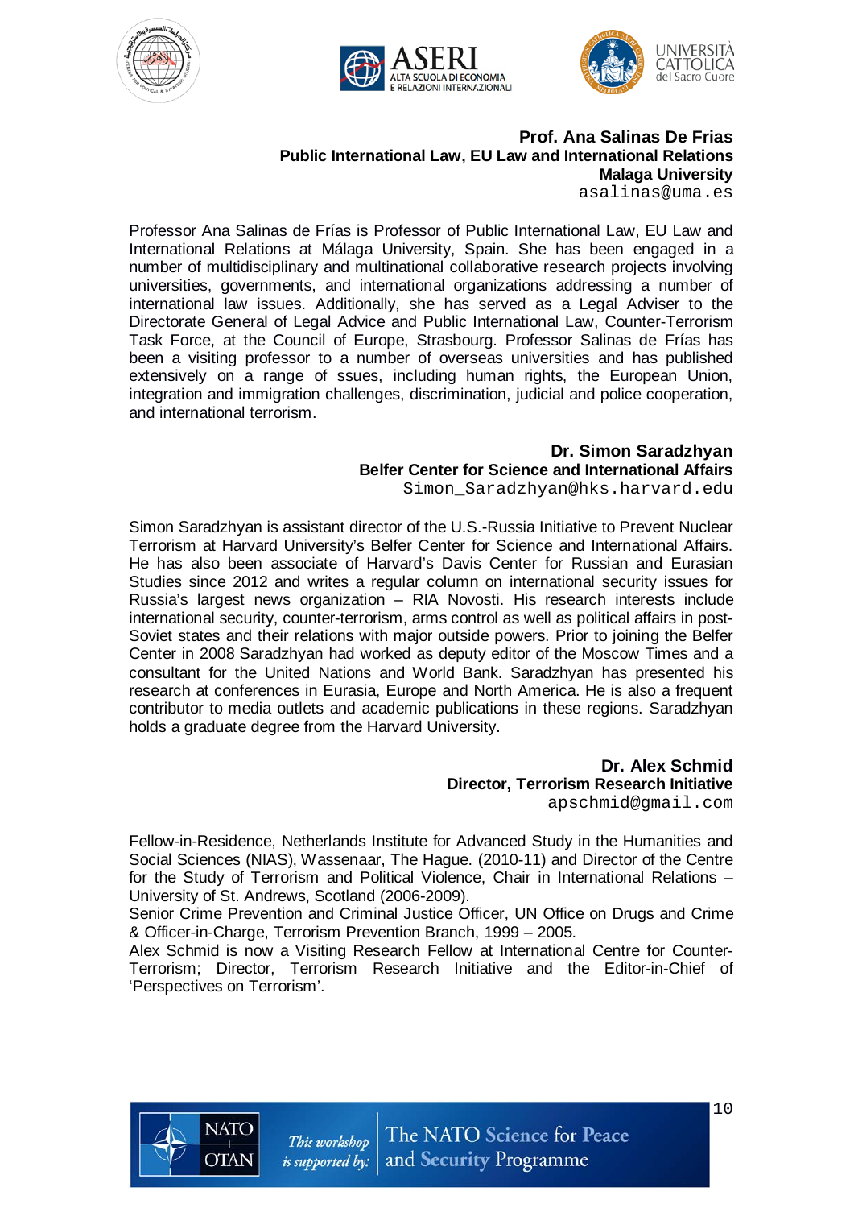**Prof. Ana Salinas De Frias**
**Public International Law, EU Law and International Relations**
**Malaga University**
asalinas@uma.es

Professor Ana Salinas de Frías is Professor of Public International Law, EU Law and International Relations at Málaga University, Spain. She has been engaged in a number of multidisciplinary and multinational collaborative research projects involving universities, governments, and international organizations addressing a number of international law issues. Additionally, she has served as a Legal Adviser to the Directorate General of Legal Advice and Public International Law, Counter-Terrorism Task Force, at the Council of Europe, Strasbourg. Professor Salinas de Frías has been a visiting professor to a number of overseas universities and has published extensively on a range of ssues, including human rights, the European Union, integration and immigration challenges, discrimination, judicial and police cooperation, and international terrorism.

**Dr. Simon Saradzhyan**
**Belfer Center for Science and International Affairs**
Simon_Saradzhyan@hks.harvard.edu

Simon Saradzhyan is assistant director of the U.S.-Russia Initiative to Prevent Nuclear Terrorism at Harvard University's Belfer Center for Science and International Affairs. He has also been associate of Harvard's Davis Center for Russian and Eurasian Studies since 2012 and writes a regular column on international security issues for Russia's largest news organization – RIA Novosti. His research interests include international security, counter-terrorism, arms control as well as political affairs in post-Soviet states and their relations with major outside powers. Prior to joining the Belfer Center in 2008 Saradzhyan had worked as deputy editor of the Moscow Times and a consultant for the United Nations and World Bank. Saradzhyan has presented his research at conferences in Eurasia, Europe and North America. He is also a frequent contributor to media outlets and academic publications in these regions. Saradzhyan holds a graduate degree from the Harvard University.

**Dr. Alex Schmid**
**Director, Terrorism Research Initiative**
apschmid@gmail.com

Fellow-in-Residence, Netherlands Institute for Advanced Study in the Humanities and Social Sciences (NIAS), Wassenaar, The Hague. (2010-11) and Director of the Centre for the Study of Terrorism and Political Violence, Chair in International Relations – University of St. Andrews, Scotland (2006-2009).
Senior Crime Prevention and Criminal Justice Officer, UN Office on Drugs and Crime & Officer-in-Charge, Terrorism Prevention Branch, 1999 – 2005.
Alex Schmid is now a Visiting Research Fellow at International Centre for Counter-Terrorism; Director, Terrorism Research Initiative and the Editor-in-Chief of 'Perspectives on Terrorism'.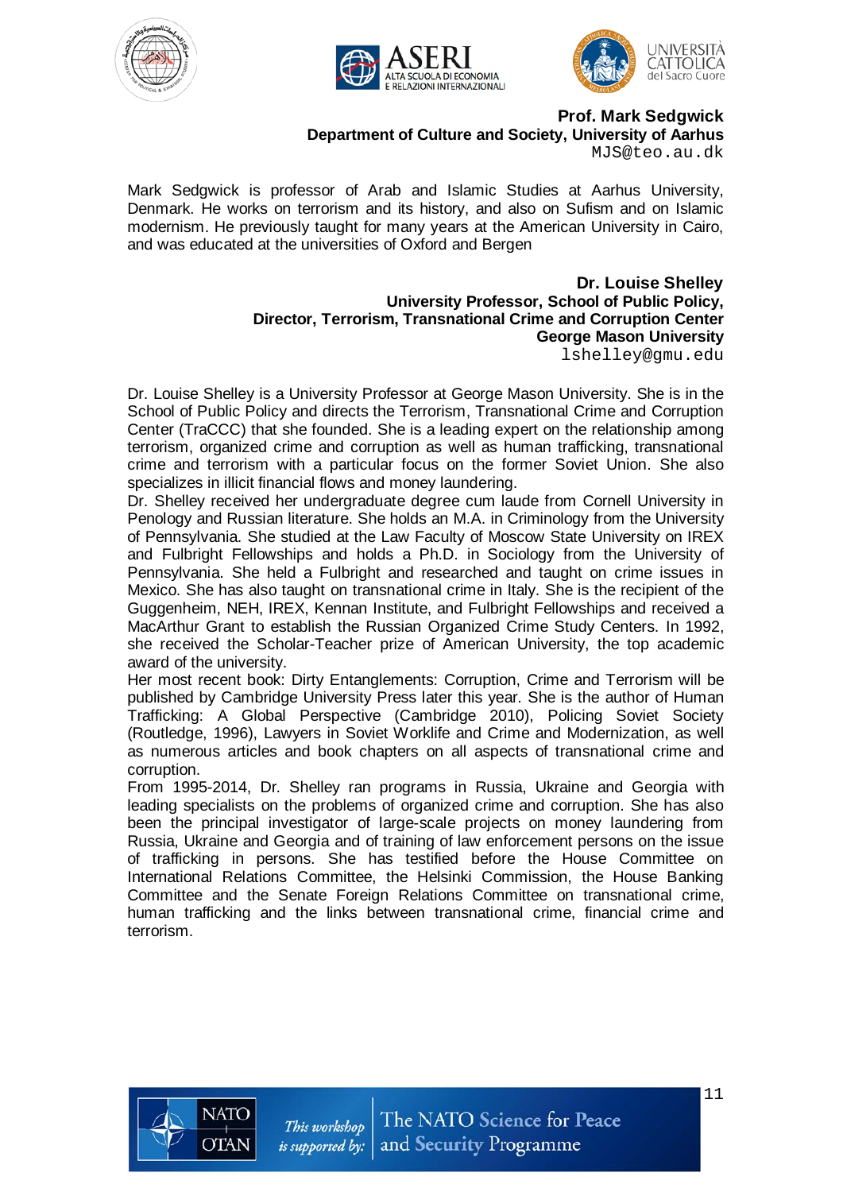**Prof. Mark Sedgwick**
**Department of Culture and Society, University of Aarhus**
MJS@teo.au.dk

Mark Sedgwick is professor of Arab and Islamic Studies at Aarhus University, Denmark. He works on terrorism and its history, and also on Sufism and on Islamic modernism. He previously taught for many years at the American University in Cairo, and was educated at the universities of Oxford and Bergen

**Dr. Louise Shelley**
**University Professor, School of Public Policy,**
**Director, Terrorism, Transnational Crime and Corruption Center**
**George Mason University**
lshelley@gmu.edu

Dr. Louise Shelley is a University Professor at George Mason University. She is in the School of Public Policy and directs the Terrorism, Transnational Crime and Corruption Center (TraCCC) that she founded. She is a leading expert on the relationship among terrorism, organized crime and corruption as well as human trafficking, transnational crime and terrorism with a particular focus on the former Soviet Union. She also specializes in illicit financial flows and money laundering.

Dr. Shelley received her undergraduate degree cum laude from Cornell University in Penology and Russian literature. She holds an M.A. in Criminology from the University of Pennsylvania. She studied at the Law Faculty of Moscow State University on IREX and Fulbright Fellowships and holds a Ph.D. in Sociology from the University of Pennsylvania. She held a Fulbright and researched and taught on crime issues in Mexico. She has also taught on transnational crime in Italy. She is the recipient of the Guggenheim, NEH, IREX, Kennan Institute, and Fulbright Fellowships and received a MacArthur Grant to establish the Russian Organized Crime Study Centers. In 1992, she received the Scholar-Teacher prize of American University, the top academic award of the university.

Her most recent book: Dirty Entanglements: Corruption, Crime and Terrorism will be published by Cambridge University Press later this year. She is the author of Human Trafficking: A Global Perspective (Cambridge 2010), Policing Soviet Society (Routledge, 1996), Lawyers in Soviet Worklife and Crime and Modernization, as well as numerous articles and book chapters on all aspects of transnational crime and corruption.

From 1995-2014, Dr. Shelley ran programs in Russia, Ukraine and Georgia with leading specialists on the problems of organized crime and corruption. She has also been the principal investigator of large-scale projects on money laundering from Russia, Ukraine and Georgia and of training of law enforcement persons on the issue of trafficking in persons. She has testified before the House Committee on International Relations Committee, the Helsinki Commission, the House Banking Committee and the Senate Foreign Relations Committee on transnational crime, human trafficking and the links between transnational crime, financial crime and terrorism.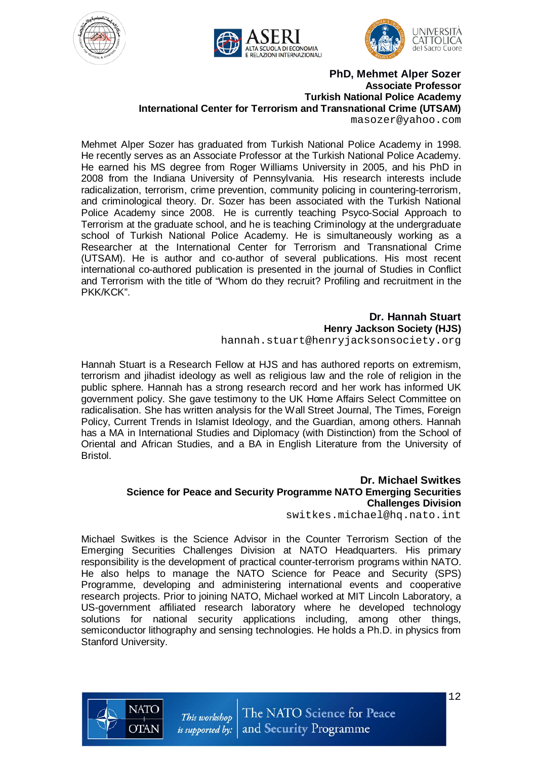**PhD, Mehmet Alper Sozer**
**Associate Professor**
**Turkish National Police Academy**
**International Center for Terrorism and Transnational Crime (UTSAM)**
masozer@yahoo.com

Mehmet Alper Sozer has graduated from Turkish National Police Academy in 1998. He recently serves as an Associate Professor at the Turkish National Police Academy. He earned his MS degree from Roger Williams University in 2005, and his PhD in 2008 from the Indiana University of Pennsylvania. His research interests include radicalization, terrorism, crime prevention, community policing in countering-terrorism, and criminological theory. Dr. Sozer has been associated with the Turkish National Police Academy since 2008. He is currently teaching Psyco-Social Approach to Terrorism at the graduate school, and he is teaching Criminology at the undergraduate school of Turkish National Police Academy. He is simultaneously working as a Researcher at the International Center for Terrorism and Transnational Crime (UTSAM). He is author and co-author of several publications. His most recent international co-authored publication is presented in the journal of Studies in Conflict and Terrorism with the title of "Whom do they recruit? Profiling and recruitment in the PKK/KCK".

**Dr. Hannah Stuart**
**Henry Jackson Society (HJS)**
hannah.stuart@henryjacksonsociety.org

Hannah Stuart is a Research Fellow at HJS and has authored reports on extremism, terrorism and jihadist ideology as well as religious law and the role of religion in the public sphere. Hannah has a strong research record and her work has informed UK government policy. She gave testimony to the UK Home Affairs Select Committee on radicalisation. She has written analysis for the Wall Street Journal, The Times, Foreign Policy, Current Trends in Islamist Ideology, and the Guardian, among others. Hannah has a MA in International Studies and Diplomacy (with Distinction) from the School of Oriental and African Studies, and a BA in English Literature from the University of Bristol.

**Dr. Michael Switkes**
**Science for Peace and Security Programme NATO Emerging Securities Challenges Division**
switkes.michael@hq.nato.int

Michael Switkes is the Science Advisor in the Counter Terrorism Section of the Emerging Securities Challenges Division at NATO Headquarters. His primary responsibility is the development of practical counter-terrorism programs within NATO. He also helps to manage the NATO Science for Peace and Security (SPS) Programme, developing and administering international events and cooperative research projects. Prior to joining NATO, Michael worked at MIT Lincoln Laboratory, a US-government affiliated research laboratory where he developed technology solutions for national security applications including, among other things, semiconductor lithography and sensing technologies. He holds a Ph.D. in physics from Stanford University.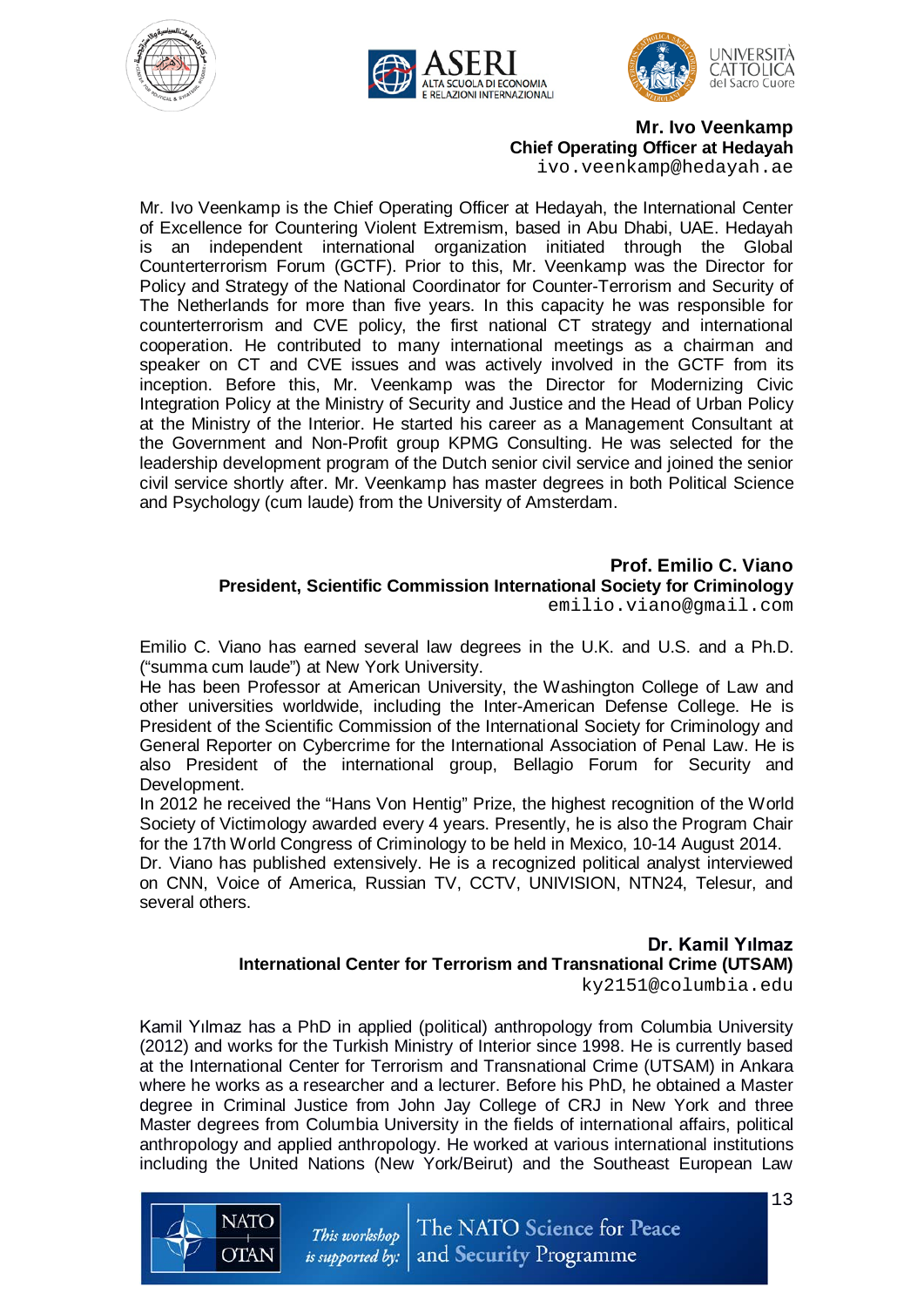**Mr. Ivo Veenkamp**
**Chief Operating Officer at Hedayah**
ivo.veenkamp@hedayah.ae

Mr. Ivo Veenkamp is the Chief Operating Officer at Hedayah, the International Center of Excellence for Countering Violent Extremism, based in Abu Dhabi, UAE. Hedayah is an independent international organization initiated through the Global Counterterrorism Forum (GCTF). Prior to this, Mr. Veenkamp was the Director for Policy and Strategy of the National Coordinator for Counter-Terrorism and Security of The Netherlands for more than five years. In this capacity he was responsible for counterterrorism and CVE policy, the first national CT strategy and international cooperation. He contributed to many international meetings as a chairman and speaker on CT and CVE issues and was actively involved in the GCTF from its inception. Before this, Mr. Veenkamp was the Director for Modernizing Civic Integration Policy at the Ministry of Security and Justice and the Head of Urban Policy at the Ministry of the Interior. He started his career as a Management Consultant at the Government and Non-Profit group KPMG Consulting. He was selected for the leadership development program of the Dutch senior civil service and joined the senior civil service shortly after. Mr. Veenkamp has master degrees in both Political Science and Psychology (cum laude) from the University of Amsterdam.

**Prof. Emilio C. Viano**
**President, Scientific Commission International Society for Criminology**
emilio.viano@gmail.com

Emilio C. Viano has earned several law degrees in the U.K. and U.S. and a Ph.D. ("summa cum laude") at New York University.
He has been Professor at American University, the Washington College of Law and other universities worldwide, including the Inter-American Defense College. He is President of the Scientific Commission of the International Society for Criminology and General Reporter on Cybercrime for the International Association of Penal Law. He is also President of the international group, Bellagio Forum for Security and Development.
In 2012 he received the "Hans Von Hentig" Prize, the highest recognition of the World Society of Victimology awarded every 4 years. Presently, he is also the Program Chair for the 17th World Congress of Criminology to be held in Mexico, 10-14 August 2014.
Dr. Viano has published extensively. He is a recognized political analyst interviewed on CNN, Voice of America, Russian TV, CCTV, UNIVISION, NTN24, Telesur, and several others.

**Dr. Kamil Yılmaz**
**International Center for Terrorism and Transnational Crime (UTSAM)**
ky2151@columbia.edu

Kamil Yılmaz has a PhD in applied (political) anthropology from Columbia University (2012) and works for the Turkish Ministry of Interior since 1998. He is currently based at the International Center for Terrorism and Transnational Crime (UTSAM) in Ankara where he works as a researcher and a lecturer. Before his PhD, he obtained a Master degree in Criminal Justice from John Jay College of CRJ in New York and three Master degrees from Columbia University in the fields of international affairs, political anthropology and applied anthropology. He worked at various international institutions including the United Nations (New York/Beirut) and the Southeast European Law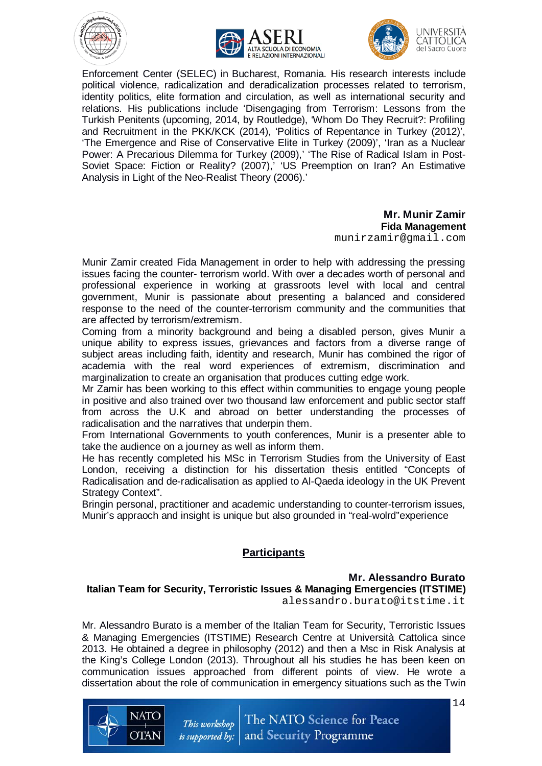Enforcement Center (SELEC) in Bucharest, Romania. His research interests include political violence, radicalization and deradicalization processes related to terrorism, identity politics, elite formation and circulation, as well as international security and relations. His publications include 'Disengaging from Terrorism: Lessons from the Turkish Penitents (upcoming, 2014, by Routledge), 'Whom Do They Recruit?: Profiling and Recruitment in the PKK/KCK (2014), 'Politics of Repentance in Turkey (2012)', 'The Emergence and Rise of Conservative Elite in Turkey (2009)', 'Iran as a Nuclear Power: A Precarious Dilemma for Turkey (2009),' 'The Rise of Radical Islam in Post-Soviet Space: Fiction or Reality? (2007),' 'US Preemption on Iran? An Estimative Analysis in Light of the Neo-Realist Theory (2006).'

**Mr. Munir Zamir**
**Fida Management**
`munirzamir@gmail.com`

Munir Zamir created Fida Management in order to help with addressing the pressing issues facing the counter- terrorism world. With over a decades worth of personal and professional experience in working at grassroots level with local and central government, Munir is passionate about presenting a balanced and considered response to the need of the counter-terrorism community and the communities that are affected by terrorism/extremism.

Coming from a minority background and being a disabled person, gives Munir a unique ability to express issues, grievances and factors from a diverse range of subject areas including faith, identity and research, Munir has combined the rigor of academia with the real word experiences of extremism, discrimination and marginalization to create an organisation that produces cutting edge work.

Mr Zamir has been working to this effect within communities to engage young people in positive and also trained over two thousand law enforcement and public sector staff from across the U.K and abroad on better understanding the processes of radicalisation and the narratives that underpin them.

From International Governments to youth conferences, Munir is a presenter able to take the audience on a journey as well as inform them.

He has recently completed his MSc in Terrorism Studies from the University of East London, receiving a distinction for his dissertation thesis entitled "Concepts of Radicalisation and de-radicalisation as applied to Al-Qaeda ideology in the UK Prevent Strategy Context".

Bringin personal, practitioner and academic understanding to counter-terrorism issues, Munir's appraoch and insight is unique but also grounded in "real-wolrd"experience

## Participants

**Mr. Alessandro Burato**
**Italian Team for Security, Terroristic Issues & Managing Emergencies (ITSTIME)**
`alessandro.burato@itstime.it`

Mr. Alessandro Burato is a member of the Italian Team for Security, Terroristic Issues & Managing Emergencies (ITSTIME) Research Centre at Università Cattolica since 2013. He obtained a degree in philosophy (2012) and then a Msc in Risk Analysis at the King's College London (2013). Throughout all his studies he has been keen on communication issues approached from different points of view. He wrote a dissertation about the role of communication in emergency situations such as the Twin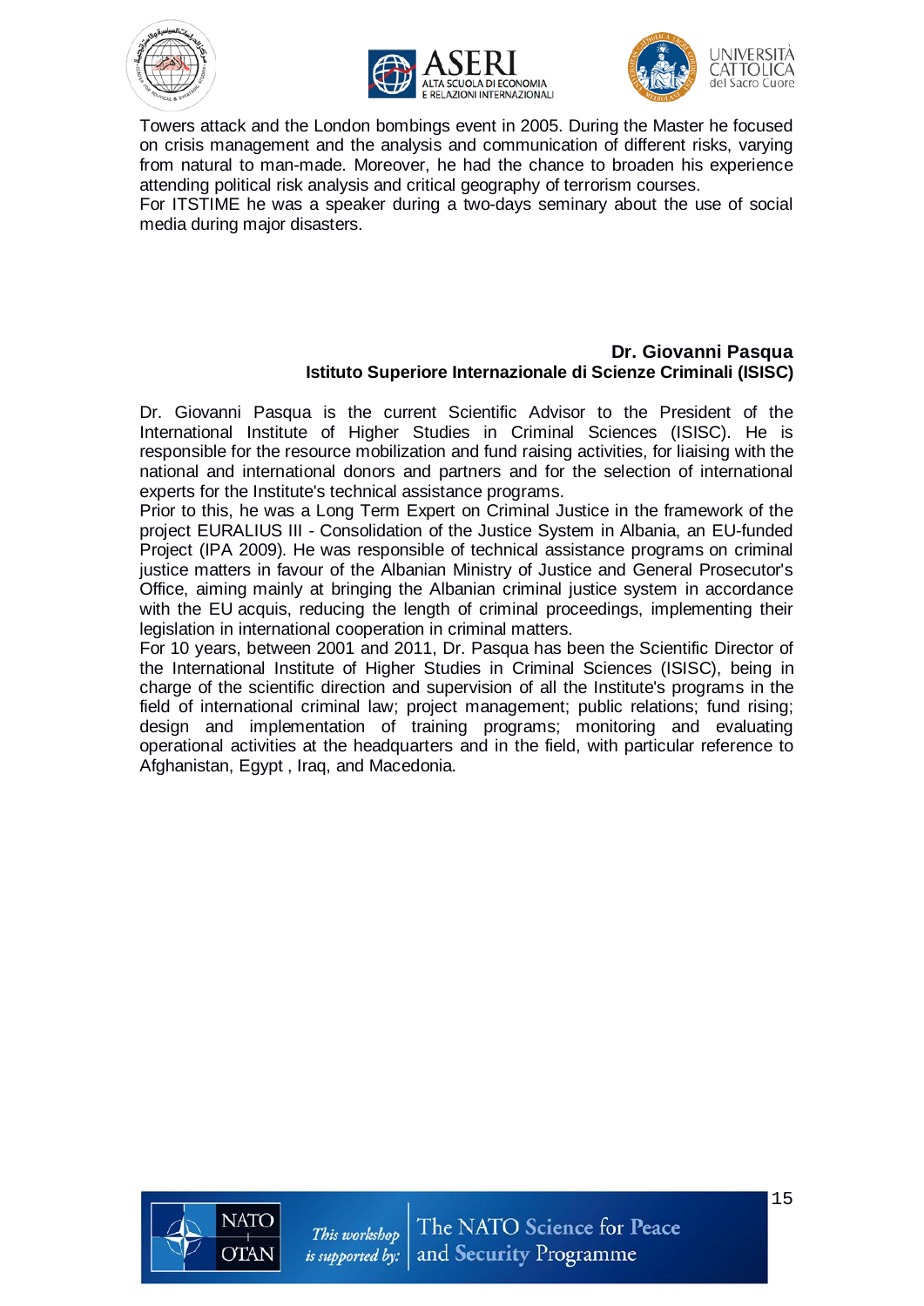Towers attack and the London bombings event in 2005. During the Master he focused on crisis management and the analysis and communication of different risks, varying from natural to man-made. Moreover, he had the chance to broaden his experience attending political risk analysis and critical geography of terrorism courses.
For ITSTIME he was a speaker during a two-days seminary about the use of social media during major disasters.

**Dr. Giovanni Pasqua**
**Istituto Superiore Internazionale di Scienze Criminali (ISISC)**

Dr. Giovanni Pasqua is the current Scientific Advisor to the President of the International Institute of Higher Studies in Criminal Sciences (ISISC). He is responsible for the resource mobilization and fund raising activities, for liaising with the national and international donors and partners and for the selection of international experts for the Institute's technical assistance programs.
Prior to this, he was a Long Term Expert on Criminal Justice in the framework of the project EURALIUS III - Consolidation of the Justice System in Albania, an EU-funded Project (IPA 2009). He was responsible of technical assistance programs on criminal justice matters in favour of the Albanian Ministry of Justice and General Prosecutor's Office, aiming mainly at bringing the Albanian criminal justice system in accordance with the EU acquis, reducing the length of criminal proceedings, implementing their legislation in international cooperation in criminal matters.
For 10 years, between 2001 and 2011, Dr. Pasqua has been the Scientific Director of the International Institute of Higher Studies in Criminal Sciences (ISISC), being in charge of the scientific direction and supervision of all the Institute's programs in the field of international criminal law; project management; public relations; fund rising; design and implementation of training programs; monitoring and evaluating operational activities at the headquarters and in the field, with particular reference to Afghanistan, Egypt , Iraq, and Macedonia.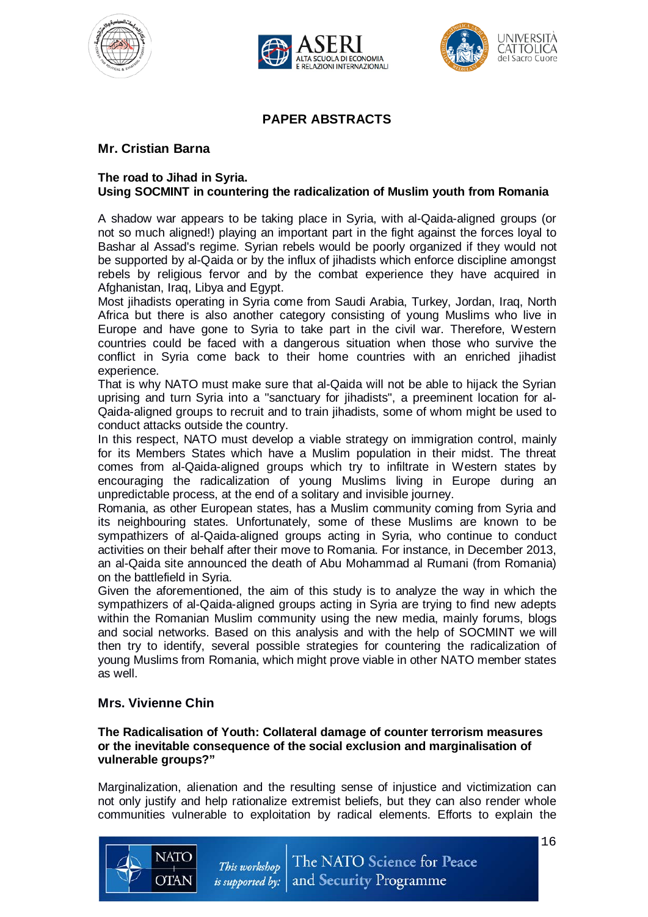## PAPER ABSTRACTS

### Mr. Cristian Barna

**The road to Jihad in Syria.**
**Using SOCMINT in countering the radicalization of Muslim youth from Romania**

A shadow war appears to be taking place in Syria, with al-Qaida-aligned groups (or not so much aligned!) playing an important part in the fight against the forces loyal to Bashar al Assad's regime. Syrian rebels would be poorly organized if they would not be supported by al-Qaida or by the influx of jihadists which enforce discipline amongst rebels by religious fervor and by the combat experience they have acquired in Afghanistan, Iraq, Libya and Egypt.

Most jihadists operating in Syria come from Saudi Arabia, Turkey, Jordan, Iraq, North Africa but there is also another category consisting of young Muslims who live in Europe and have gone to Syria to take part in the civil war. Therefore, Western countries could be faced with a dangerous situation when those who survive the conflict in Syria come back to their home countries with an enriched jihadist experience.

That is why NATO must make sure that al-Qaida will not be able to hijack the Syrian uprising and turn Syria into a "sanctuary for jihadists", a preeminent location for al-Qaida-aligned groups to recruit and to train jihadists, some of whom might be used to conduct attacks outside the country.

In this respect, NATO must develop a viable strategy on immigration control, mainly for its Members States which have a Muslim population in their midst. The threat comes from al-Qaida-aligned groups which try to infiltrate in Western states by encouraging the radicalization of young Muslims living in Europe during an unpredictable process, at the end of a solitary and invisible journey.

Romania, as other European states, has a Muslim community coming from Syria and its neighbouring states. Unfortunately, some of these Muslims are known to be sympathizers of al-Qaida-aligned groups acting in Syria, who continue to conduct activities on their behalf after their move to Romania. For instance, in December 2013, an al-Qaida site announced the death of Abu Mohammad al Rumani (from Romania) on the battlefield in Syria.

Given the aforementioned, the aim of this study is to analyze the way in which the sympathizers of al-Qaida-aligned groups acting in Syria are trying to find new adepts within the Romanian Muslim community using the new media, mainly forums, blogs and social networks. Based on this analysis and with the help of SOCMINT we will then try to identify, several possible strategies for countering the radicalization of young Muslims from Romania, which might prove viable in other NATO member states as well.

### Mrs. Vivienne Chin

**The Radicalisation of Youth: Collateral damage of counter terrorism measures or the inevitable consequence of the social exclusion and marginalisation of vulnerable groups?"**

Marginalization, alienation and the resulting sense of injustice and victimization can not only justify and help rationalize extremist beliefs, but they can also render whole communities vulnerable to exploitation by radical elements. Efforts to explain the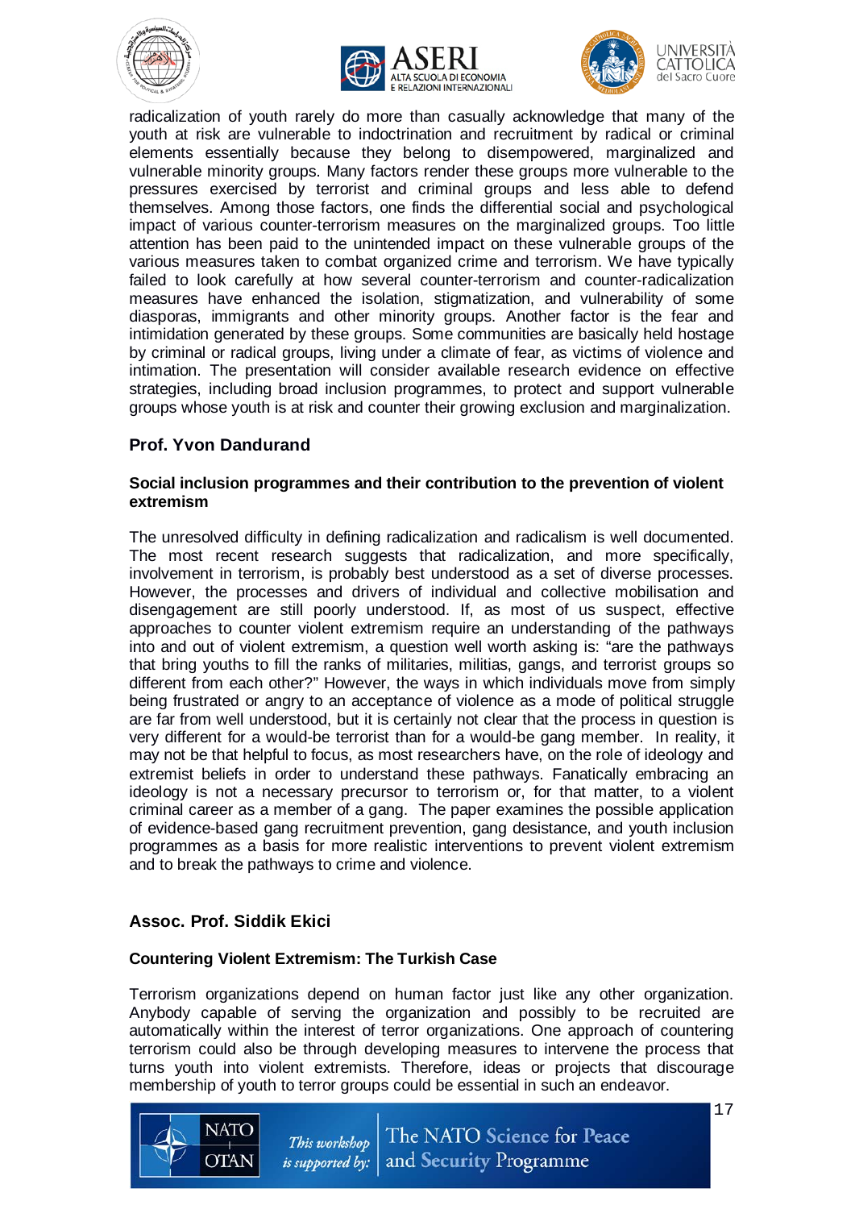radicalization of youth rarely do more than casually acknowledge that many of the youth at risk are vulnerable to indoctrination and recruitment by radical or criminal elements essentially because they belong to disempowered, marginalized and vulnerable minority groups. Many factors render these groups more vulnerable to the pressures exercised by terrorist and criminal groups and less able to defend themselves. Among those factors, one finds the differential social and psychological impact of various counter-terrorism measures on the marginalized groups. Too little attention has been paid to the unintended impact on these vulnerable groups of the various measures taken to combat organized crime and terrorism. We have typically failed to look carefully at how several counter-terrorism and counter-radicalization measures have enhanced the isolation, stigmatization, and vulnerability of some diasporas, immigrants and other minority groups. Another factor is the fear and intimidation generated by these groups. Some communities are basically held hostage by criminal or radical groups, living under a climate of fear, as victims of violence and intimation. The presentation will consider available research evidence on effective strategies, including broad inclusion programmes, to protect and support vulnerable groups whose youth is at risk and counter their growing exclusion and marginalization.

### Prof. Yvon Dandurand

#### Social inclusion programmes and their contribution to the prevention of violent extremism

The unresolved difficulty in defining radicalization and radicalism is well documented. The most recent research suggests that radicalization, and more specifically, involvement in terrorism, is probably best understood as a set of diverse processes. However, the processes and drivers of individual and collective mobilisation and disengagement are still poorly understood. If, as most of us suspect, effective approaches to counter violent extremism require an understanding of the pathways into and out of violent extremism, a question well worth asking is: "are the pathways that bring youths to fill the ranks of militaries, militias, gangs, and terrorist groups so different from each other?" However, the ways in which individuals move from simply being frustrated or angry to an acceptance of violence as a mode of political struggle are far from well understood, but it is certainly not clear that the process in question is very different for a would-be terrorist than for a would-be gang member. In reality, it may not be that helpful to focus, as most researchers have, on the role of ideology and extremist beliefs in order to understand these pathways. Fanatically embracing an ideology is not a necessary precursor to terrorism or, for that matter, to a violent criminal career as a member of a gang. The paper examines the possible application of evidence-based gang recruitment prevention, gang desistance, and youth inclusion programmes as a basis for more realistic interventions to prevent violent extremism and to break the pathways to crime and violence.

### Assoc. Prof. Siddik Ekici

#### Countering Violent Extremism: The Turkish Case

Terrorism organizations depend on human factor just like any other organization. Anybody capable of serving the organization and possibly to be recruited are automatically within the interest of terror organizations. One approach of countering terrorism could also be through developing measures to intervene the process that turns youth into violent extremists. Therefore, ideas or projects that discourage membership of youth to terror groups could be essential in such an endeavor.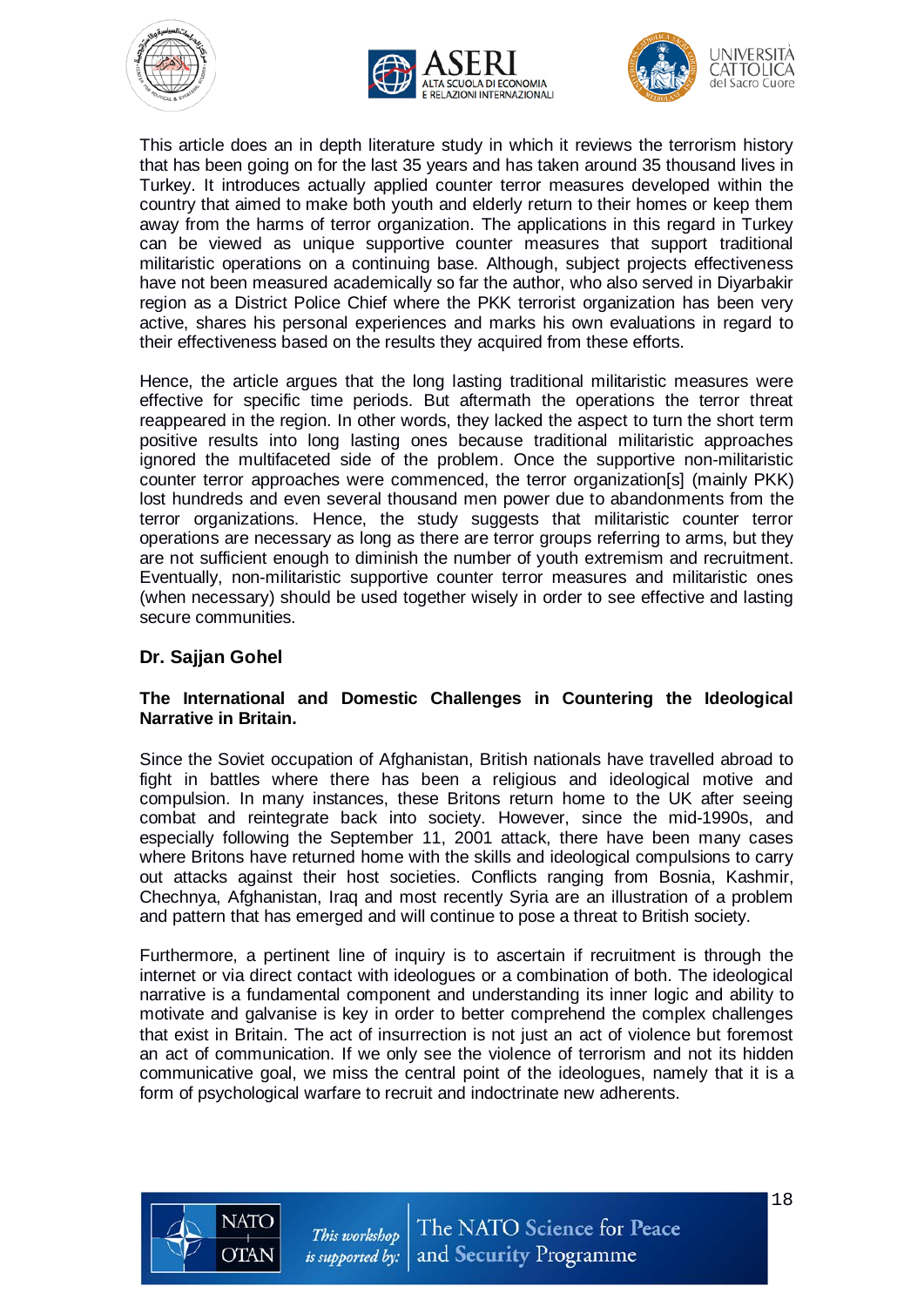This article does an in depth literature study in which it reviews the terrorism history that has been going on for the last 35 years and has taken around 35 thousand lives in Turkey. It introduces actually applied counter terror measures developed within the country that aimed to make both youth and elderly return to their homes or keep them away from the harms of terror organization. The applications in this regard in Turkey can be viewed as unique supportive counter measures that support traditional militaristic operations on a continuing base. Although, subject projects effectiveness have not been measured academically so far the author, who also served in Diyarbakir region as a District Police Chief where the PKK terrorist organization has been very active, shares his personal experiences and marks his own evaluations in regard to their effectiveness based on the results they acquired from these efforts.

Hence, the article argues that the long lasting traditional militaristic measures were effective for specific time periods. But aftermath the operations the terror threat reappeared in the region. In other words, they lacked the aspect to turn the short term positive results into long lasting ones because traditional militaristic approaches ignored the multifaceted side of the problem. Once the supportive non-militaristic counter terror approaches were commenced, the terror organization[s] (mainly PKK) lost hundreds and even several thousand men power due to abandonments from the terror organizations. Hence, the study suggests that militaristic counter terror operations are necessary as long as there are terror groups referring to arms, but they are not sufficient enough to diminish the number of youth extremism and recruitment. Eventually, non-militaristic supportive counter terror measures and militaristic ones (when necessary) should be used together wisely in order to see effective and lasting secure communities.

**Dr. Sajjan Gohel**

**The International and Domestic Challenges in Countering the Ideological Narrative in Britain.**

Since the Soviet occupation of Afghanistan, British nationals have travelled abroad to fight in battles where there has been a religious and ideological motive and compulsion. In many instances, these Britons return home to the UK after seeing combat and reintegrate back into society. However, since the mid-1990s, and especially following the September 11, 2001 attack, there have been many cases where Britons have returned home with the skills and ideological compulsions to carry out attacks against their host societies. Conflicts ranging from Bosnia, Kashmir, Chechnya, Afghanistan, Iraq and most recently Syria are an illustration of a problem and pattern that has emerged and will continue to pose a threat to British society.

Furthermore, a pertinent line of inquiry is to ascertain if recruitment is through the internet or via direct contact with ideologues or a combination of both. The ideological narrative is a fundamental component and understanding its inner logic and ability to motivate and galvanise is key in order to better comprehend the complex challenges that exist in Britain. The act of insurrection is not just an act of violence but foremost an act of communication. If we only see the violence of terrorism and not its hidden communicative goal, we miss the central point of the ideologues, namely that it is a form of psychological warfare to recruit and indoctrinate new adherents.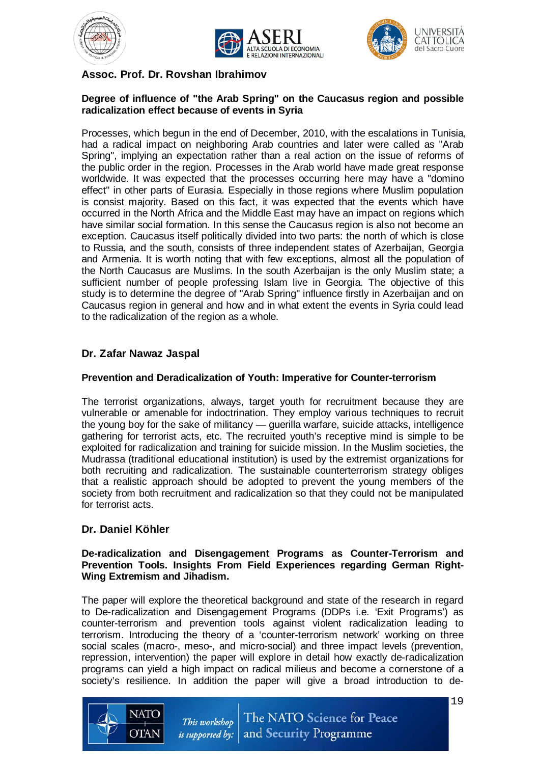## Assoc. Prof. Dr. Rovshan Ibrahimov

### Degree of influence of "the Arab Spring" on the Caucasus region and possible radicalization effect because of events in Syria

Processes, which begun in the end of December, 2010, with the escalations in Tunisia, had a radical impact on neighboring Arab countries and later were called as "Arab Spring", implying an expectation rather than a real action on the issue of reforms of the public order in the region. Processes in the Arab world have made great response worldwide. It was expected that the processes occurring here may have a "domino effect" in other parts of Eurasia. Especially in those regions where Muslim population is consist majority. Based on this fact, it was expected that the events which have occurred in the North Africa and the Middle East may have an impact on regions which have similar social formation. In this sense the Caucasus region is also not become an exception. Caucasus itself politically divided into two parts: the north of which is close to Russia, and the south, consists of three independent states of Azerbaijan, Georgia and Armenia. It is worth noting that with few exceptions, almost all the population of the North Caucasus are Muslims. In the south Azerbaijan is the only Muslim state; a sufficient number of people professing Islam live in Georgia. The objective of this study is to determine the degree of "Arab Spring" influence firstly in Azerbaijan and on Caucasus region in general and how and in what extent the events in Syria could lead to the radicalization of the region as a whole.

## Dr. Zafar Nawaz Jaspal

### Prevention and Deradicalization of Youth: Imperative for Counter-terrorism

The terrorist organizations, always, target youth for recruitment because they are vulnerable or amenable for indoctrination. They employ various techniques to recruit the young boy for the sake of militancy — guerilla warfare, suicide attacks, intelligence gathering for terrorist acts, etc. The recruited youth's receptive mind is simple to be exploited for radicalization and training for suicide mission. In the Muslim societies, the Mudrassa (traditional educational institution) is used by the extremist organizations for both recruiting and radicalization. The sustainable counterterrorism strategy obliges that a realistic approach should be adopted to prevent the young members of the society from both recruitment and radicalization so that they could not be manipulated for terrorist acts.

## Dr. Daniel Köhler

### De-radicalization and Disengagement Programs as Counter-Terrorism and Prevention Tools. Insights From Field Experiences regarding German Right-Wing Extremism and Jihadism.

The paper will explore the theoretical background and state of the research in regard to De-radicalization and Disengagement Programs (DDPs i.e. 'Exit Programs') as counter-terrorism and prevention tools against violent radicalization leading to terrorism. Introducing the theory of a 'counter-terrorism network' working on three social scales (macro-, meso-, and micro-social) and three impact levels (prevention, repression, intervention) the paper will explore in detail how exactly de-radicalization programs can yield a high impact on radical milieus and become a cornerstone of a society's resilience. In addition the paper will give a broad introduction to de-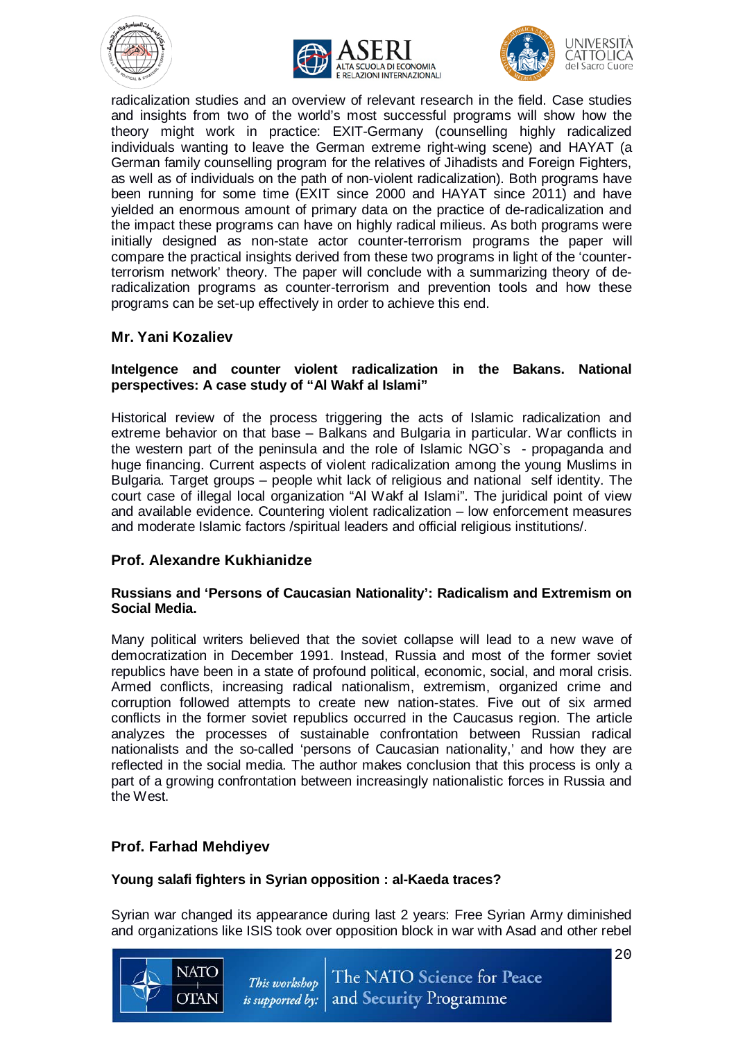radicalization studies and an overview of relevant research in the field. Case studies and insights from two of the world's most successful programs will show how the theory might work in practice: EXIT-Germany (counselling highly radicalized individuals wanting to leave the German extreme right-wing scene) and HAYAT (a German family counselling program for the relatives of Jihadists and Foreign Fighters, as well as of individuals on the path of non-violent radicalization). Both programs have been running for some time (EXIT since 2000 and HAYAT since 2011) and have yielded an enormous amount of primary data on the practice of de-radicalization and the impact these programs can have on highly radical milieus. As both programs were initially designed as non-state actor counter-terrorism programs the paper will compare the practical insights derived from these two programs in light of the 'counter-terrorism network' theory. The paper will conclude with a summarizing theory of de-radicalization programs as counter-terrorism and prevention tools and how these programs can be set-up effectively in order to achieve this end.

### Mr. Yani Kozaliev

**Intelgence and counter violent radicalization in the Bakans. National perspectives: A case study of "Al Wakf al Islami"**

Historical review of the process triggering the acts of Islamic radicalization and extreme behavior on that base – Balkans and Bulgaria in particular. War conflicts in the western part of the peninsula and the role of Islamic NGO`s - propaganda and huge financing. Current aspects of violent radicalization among the young Muslims in Bulgaria. Target groups – people whit lack of religious and national self identity. The court case of illegal local organization "Al Wakf al Islami". The juridical point of view and available evidence. Countering violent radicalization – low enforcement measures and moderate Islamic factors /spiritual leaders and official religious institutions/.

### Prof. Alexandre Kukhianidze

**Russians and 'Persons of Caucasian Nationality': Radicalism and Extremism on Social Media.**

Many political writers believed that the soviet collapse will lead to a new wave of democratization in December 1991. Instead, Russia and most of the former soviet republics have been in a state of profound political, economic, social, and moral crisis. Armed conflicts, increasing radical nationalism, extremism, organized crime and corruption followed attempts to create new nation-states. Five out of six armed conflicts in the former soviet republics occurred in the Caucasus region. The article analyzes the processes of sustainable confrontation between Russian radical nationalists and the so-called 'persons of Caucasian nationality,' and how they are reflected in the social media. The author makes conclusion that this process is only a part of a growing confrontation between increasingly nationalistic forces in Russia and the West.

### Prof. Farhad Mehdiyev

**Young salafi fighters in Syrian opposition : al-Kaeda traces?**

Syrian war changed its appearance during last 2 years: Free Syrian Army diminished and organizations like ISIS took over opposition block in war with Asad and other rebel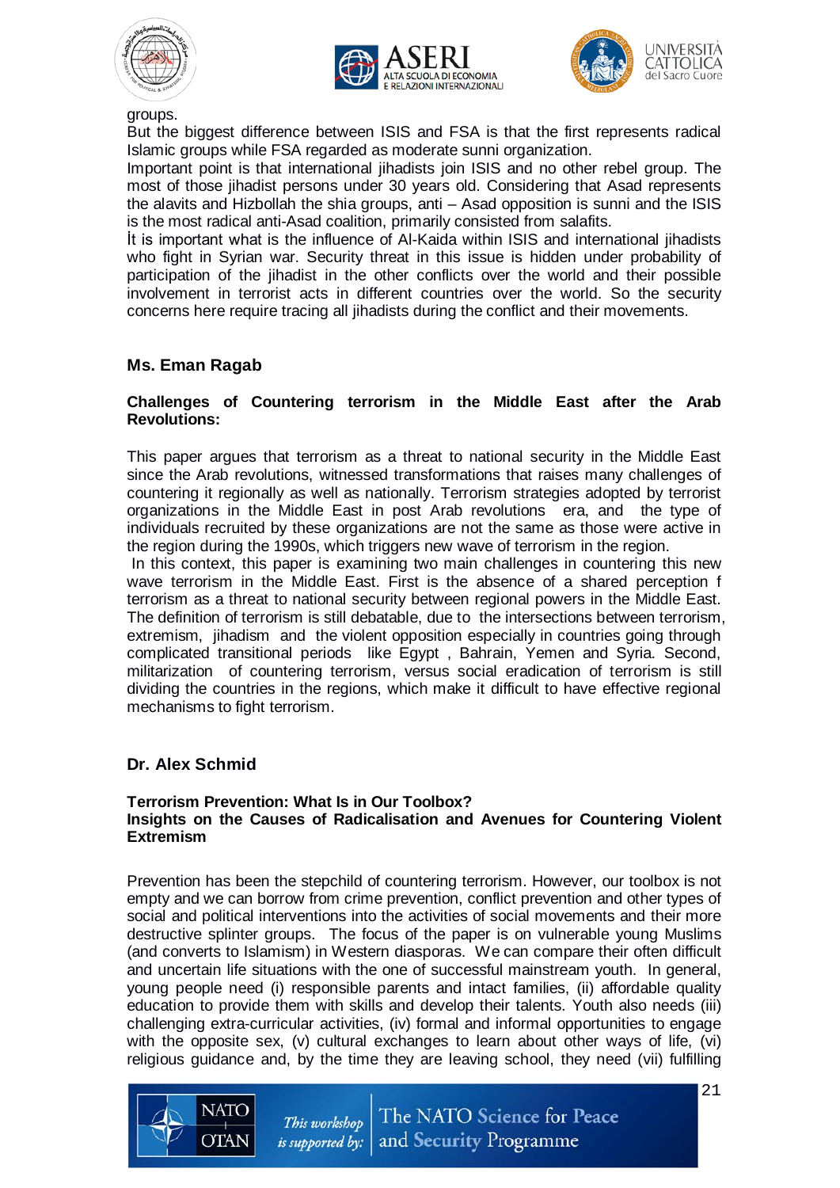groups.

But the biggest difference between ISIS and FSA is that the first represents radical Islamic groups while FSA regarded as moderate sunni organization.

Important point is that international jihadists join ISIS and no other rebel group. The most of those jihadist persons under 30 years old. Considering that Asad represents the alavits and Hizbollah the shia groups, anti – Asad opposition is sunni and the ISIS is the most radical anti-Asad coalition, primarily consisted from salafits.

İt is important what is the influence of Al-Kaida within ISIS and international jihadists who fight in Syrian war. Security threat in this issue is hidden under probability of participation of the jihadist in the other conflicts over the world and their possible involvement in terrorist acts in different countries over the world. So the security concerns here require tracing all jihadists during the conflict and their movements.

### Ms. Eman Ragab

**Challenges of Countering terrorism in the Middle East after the Arab Revolutions:**

This paper argues that terrorism as a threat to national security in the Middle East since the Arab revolutions, witnessed transformations that raises many challenges of countering it regionally as well as nationally. Terrorism strategies adopted by terrorist organizations in the Middle East in post Arab revolutions era, and the type of individuals recruited by these organizations are not the same as those were active in the region during the 1990s, which triggers new wave of terrorism in the region.

In this context, this paper is examining two main challenges in countering this new wave terrorism in the Middle East. First is the absence of a shared perception f terrorism as a threat to national security between regional powers in the Middle East. The definition of terrorism is still debatable, due to the intersections between terrorism, extremism, jihadism and the violent opposition especially in countries going through complicated transitional periods like Egypt , Bahrain, Yemen and Syria. Second, militarization of countering terrorism, versus social eradication of terrorism is still dividing the countries in the regions, which make it difficult to have effective regional mechanisms to fight terrorism.

### Dr. Alex Schmid

**Terrorism Prevention: What Is in Our Toolbox?**
**Insights on the Causes of Radicalisation and Avenues for Countering Violent Extremism**

Prevention has been the stepchild of countering terrorism. However, our toolbox is not empty and we can borrow from crime prevention, conflict prevention and other types of social and political interventions into the activities of social movements and their more destructive splinter groups. The focus of the paper is on vulnerable young Muslims (and converts to Islamism) in Western diasporas. We can compare their often difficult and uncertain life situations with the one of successful mainstream youth. In general, young people need (i) responsible parents and intact families, (ii) affordable quality education to provide them with skills and develop their talents. Youth also needs (iii) challenging extra-curricular activities, (iv) formal and informal opportunities to engage with the opposite sex, (v) cultural exchanges to learn about other ways of life, (vi) religious guidance and, by the time they are leaving school, they need (vii) fulfilling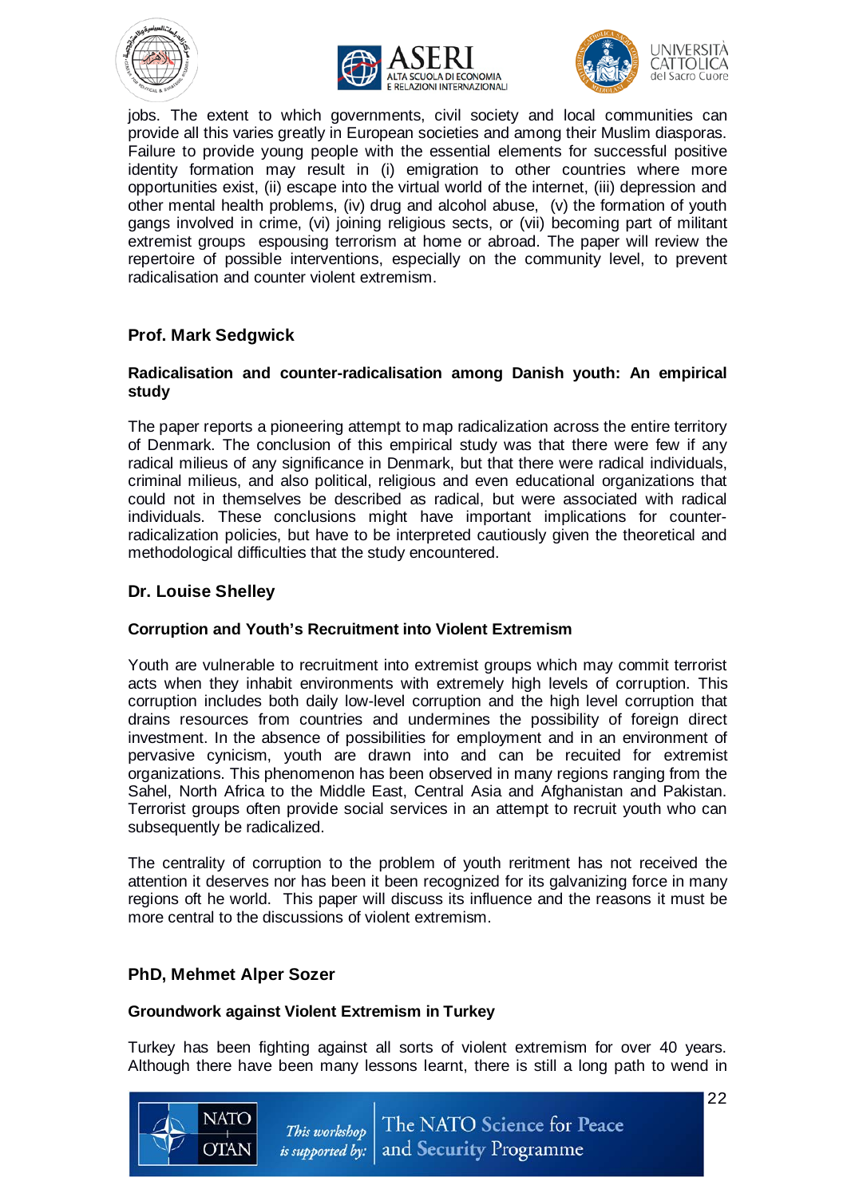jobs. The extent to which governments, civil society and local communities can provide all this varies greatly in European societies and among their Muslim diasporas. Failure to provide young people with the essential elements for successful positive identity formation may result in (i) emigration to other countries where more opportunities exist, (ii) escape into the virtual world of the internet, (iii) depression and other mental health problems, (iv) drug and alcohol abuse, (v) the formation of youth gangs involved in crime, (vi) joining religious sects, or (vii) becoming part of militant extremist groups espousing terrorism at home or abroad. The paper will review the repertoire of possible interventions, especially on the community level, to prevent radicalisation and counter violent extremism.

### Prof. Mark Sedgwick

**Radicalisation and counter-radicalisation among Danish youth: An empirical study**

The paper reports a pioneering attempt to map radicalization across the entire territory of Denmark. The conclusion of this empirical study was that there were few if any radical milieus of any significance in Denmark, but that there were radical individuals, criminal milieus, and also political, religious and even educational organizations that could not in themselves be described as radical, but were associated with radical individuals. These conclusions might have important implications for counter-radicalization policies, but have to be interpreted cautiously given the theoretical and methodological difficulties that the study encountered.

### Dr. Louise Shelley

**Corruption and Youth's Recruitment into Violent Extremism**

Youth are vulnerable to recruitment into extremist groups which may commit terrorist acts when they inhabit environments with extremely high levels of corruption. This corruption includes both daily low-level corruption and the high level corruption that drains resources from countries and undermines the possibility of foreign direct investment. In the absence of possibilities for employment and in an environment of pervasive cynicism, youth are drawn into and can be recuited for extremist organizations. This phenomenon has been observed in many regions ranging from the Sahel, North Africa to the Middle East, Central Asia and Afghanistan and Pakistan. Terrorist groups often provide social services in an attempt to recruit youth who can subsequently be radicalized.

The centrality of corruption to the problem of youth reritment has not received the attention it deserves nor has been it been recognized for its galvanizing force in many regions oft he world. This paper will discuss its influence and the reasons it must be more central to the discussions of violent extremism.

### PhD, Mehmet Alper Sozer

**Groundwork against Violent Extremism in Turkey**

Turkey has been fighting against all sorts of violent extremism for over 40 years. Although there have been many lessons learnt, there is still a long path to wend in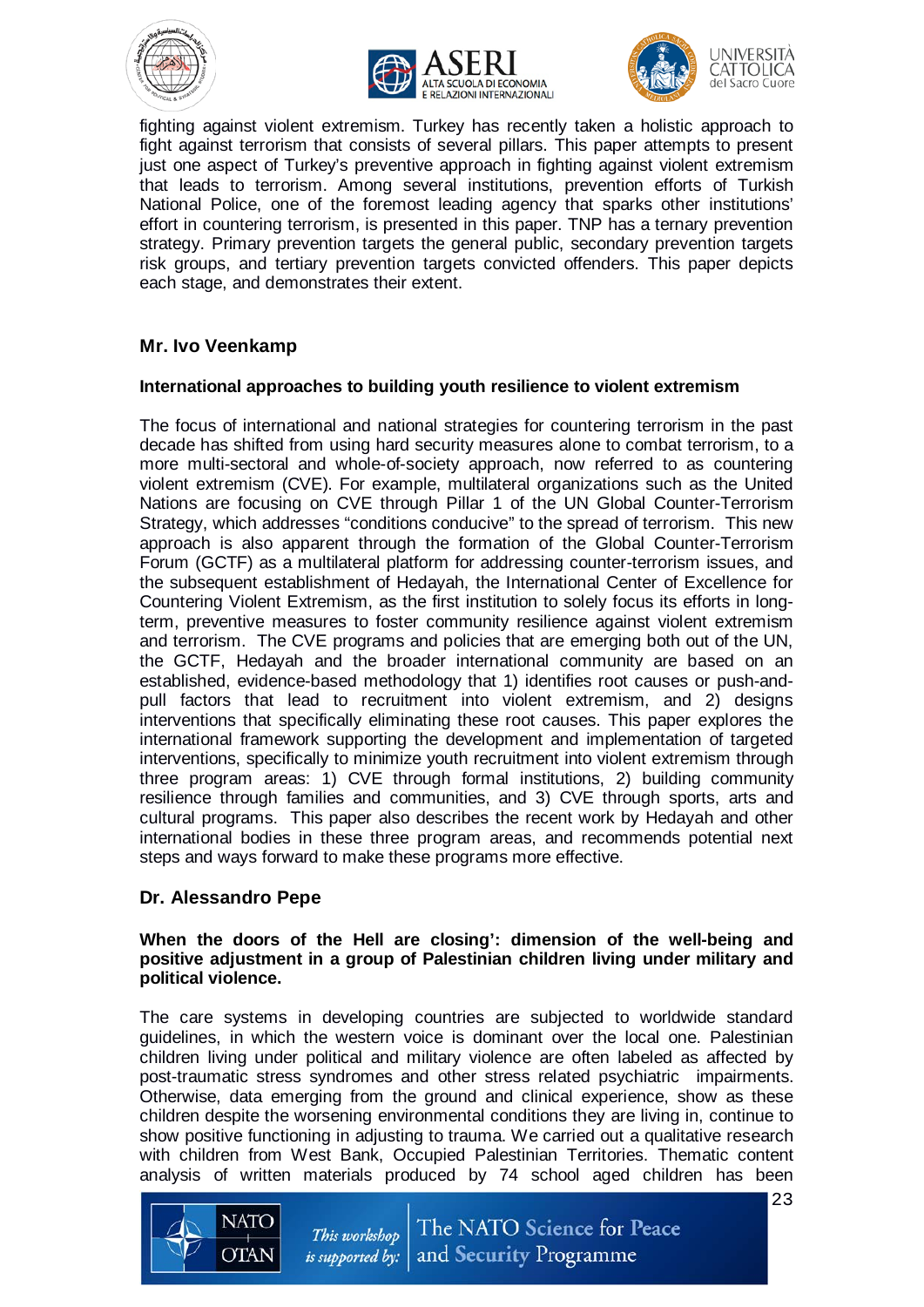fighting against violent extremism. Turkey has recently taken a holistic approach to fight against terrorism that consists of several pillars. This paper attempts to present just one aspect of Turkey's preventive approach in fighting against violent extremism that leads to terrorism. Among several institutions, prevention efforts of Turkish National Police, one of the foremost leading agency that sparks other institutions' effort in countering terrorism, is presented in this paper. TNP has a ternary prevention strategy. Primary prevention targets the general public, secondary prevention targets risk groups, and tertiary prevention targets convicted offenders. This paper depicts each stage, and demonstrates their extent.

## Mr. Ivo Veenkamp

### International approaches to building youth resilience to violent extremism

The focus of international and national strategies for countering terrorism in the past decade has shifted from using hard security measures alone to combat terrorism, to a more multi-sectoral and whole-of-society approach, now referred to as countering violent extremism (CVE). For example, multilateral organizations such as the United Nations are focusing on CVE through Pillar 1 of the UN Global Counter-Terrorism Strategy, which addresses "conditions conducive" to the spread of terrorism. This new approach is also apparent through the formation of the Global Counter-Terrorism Forum (GCTF) as a multilateral platform for addressing counter-terrorism issues, and the subsequent establishment of Hedayah, the International Center of Excellence for Countering Violent Extremism, as the first institution to solely focus its efforts in long-term, preventive measures to foster community resilience against violent extremism and terrorism. The CVE programs and policies that are emerging both out of the UN, the GCTF, Hedayah and the broader international community are based on an established, evidence-based methodology that 1) identifies root causes or push-and-pull factors that lead to recruitment into violent extremism, and 2) designs interventions that specifically eliminating these root causes. This paper explores the international framework supporting the development and implementation of targeted interventions, specifically to minimize youth recruitment into violent extremism through three program areas: 1) CVE through formal institutions, 2) building community resilience through families and communities, and 3) CVE through sports, arts and cultural programs. This paper also describes the recent work by Hedayah and other international bodies in these three program areas, and recommends potential next steps and ways forward to make these programs more effective.

## Dr. Alessandro Pepe

### When the doors of the Hell are closing': dimension of the well-being and positive adjustment in a group of Palestinian children living under military and political violence.

The care systems in developing countries are subjected to worldwide standard guidelines, in which the western voice is dominant over the local one. Palestinian children living under political and military violence are often labeled as affected by post-traumatic stress syndromes and other stress related psychiatric impairments. Otherwise, data emerging from the ground and clinical experience, show as these children despite the worsening environmental conditions they are living in, continue to show positive functioning in adjusting to trauma. We carried out a qualitative research with children from West Bank, Occupied Palestinian Territories. Thematic content analysis of written materials produced by 74 school aged children has been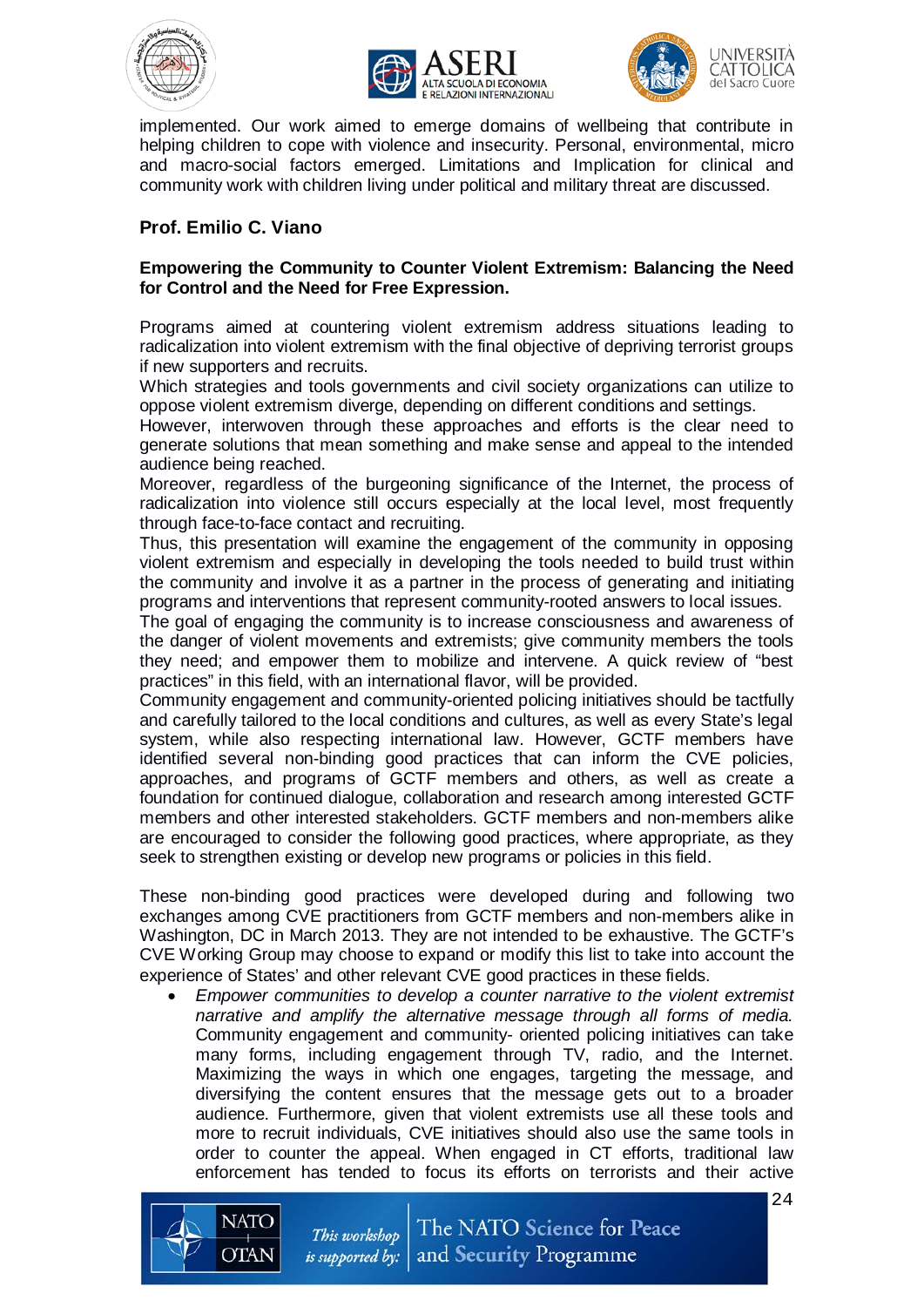implemented. Our work aimed to emerge domains of wellbeing that contribute in helping children to cope with violence and insecurity. Personal, environmental, micro and macro-social factors emerged. Limitations and Implication for clinical and community work with children living under political and military threat are discussed.

### Prof. Emilio C. Viano

**Empowering the Community to Counter Violent Extremism: Balancing the Need for Control and the Need for Free Expression.**

Programs aimed at countering violent extremism address situations leading to radicalization into violent extremism with the final objective of depriving terrorist groups if new supporters and recruits.

Which strategies and tools governments and civil society organizations can utilize to oppose violent extremism diverge, depending on different conditions and settings.

However, interwoven through these approaches and efforts is the clear need to generate solutions that mean something and make sense and appeal to the intended audience being reached.

Moreover, regardless of the burgeoning significance of the Internet, the process of radicalization into violence still occurs especially at the local level, most frequently through face-to-face contact and recruiting.

Thus, this presentation will examine the engagement of the community in opposing violent extremism and especially in developing the tools needed to build trust within the community and involve it as a partner in the process of generating and initiating programs and interventions that represent community-rooted answers to local issues.

The goal of engaging the community is to increase consciousness and awareness of the danger of violent movements and extremists; give community members the tools they need; and empower them to mobilize and intervene. A quick review of "best practices" in this field, with an international flavor, will be provided.

Community engagement and community-oriented policing initiatives should be tactfully and carefully tailored to the local conditions and cultures, as well as every State's legal system, while also respecting international law. However, GCTF members have identified several non-binding good practices that can inform the CVE policies, approaches, and programs of GCTF members and others, as well as create a foundation for continued dialogue, collaboration and research among interested GCTF members and other interested stakeholders. GCTF members and non-members alike are encouraged to consider the following good practices, where appropriate, as they seek to strengthen existing or develop new programs or policies in this field.

These non-binding good practices were developed during and following two exchanges among CVE practitioners from GCTF members and non-members alike in Washington, DC in March 2013. They are not intended to be exhaustive. The GCTF's CVE Working Group may choose to expand or modify this list to take into account the experience of States' and other relevant CVE good practices in these fields.

- *Empower communities to develop a counter narrative to the violent extremist narrative and amplify the alternative message through all forms of media.* Community engagement and community- oriented policing initiatives can take many forms, including engagement through TV, radio, and the Internet. Maximizing the ways in which one engages, targeting the message, and diversifying the content ensures that the message gets out to a broader audience. Furthermore, given that violent extremists use all these tools and more to recruit individuals, CVE initiatives should also use the same tools in order to counter the appeal. When engaged in CT efforts, traditional law enforcement has tended to focus its efforts on terrorists and their active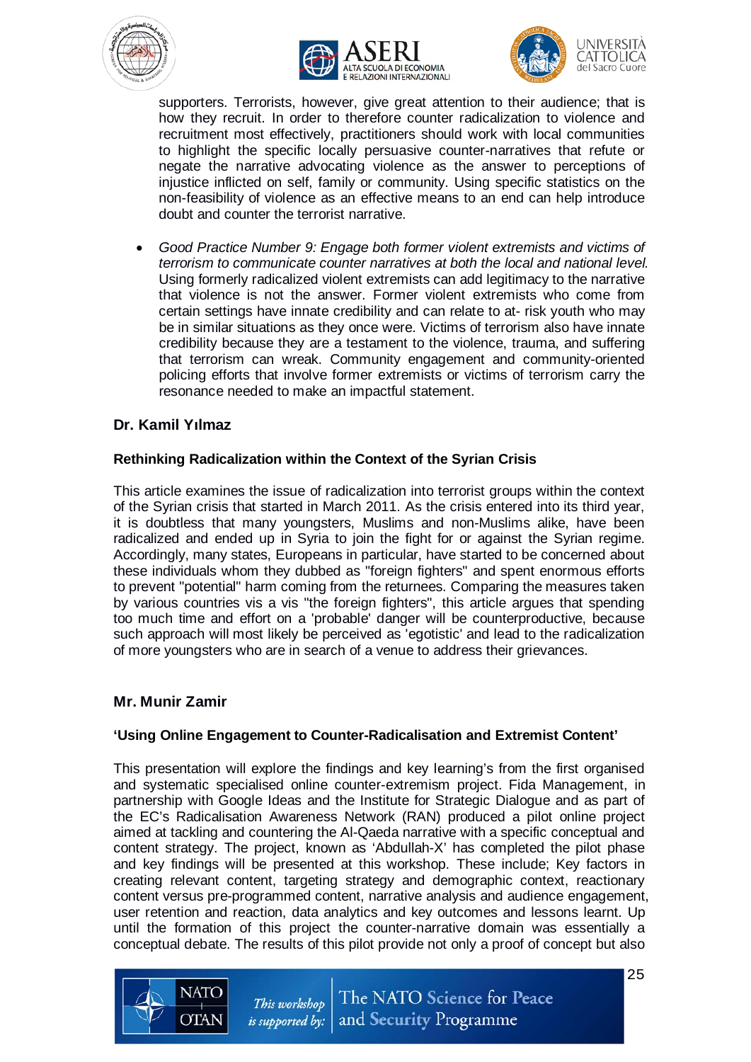supporters. Terrorists, however, give great attention to their audience; that is how they recruit. In order to therefore counter radicalization to violence and recruitment most effectively, practitioners should work with local communities to highlight the specific locally persuasive counter-narratives that refute or negate the narrative advocating violence as the answer to perceptions of injustice inflicted on self, family or community. Using specific statistics on the non-feasibility of violence as an effective means to an end can help introduce doubt and counter the terrorist narrative.

- *Good Practice Number 9: Engage both former violent extremists and victims of terrorism to communicate counter narratives at both the local and national level.* Using formerly radicalized violent extremists can add legitimacy to the narrative that violence is not the answer. Former violent extremists who come from certain settings have innate credibility and can relate to at- risk youth who may be in similar situations as they once were. Victims of terrorism also have innate credibility because they are a testament to the violence, trauma, and suffering that terrorism can wreak. Community engagement and community-oriented policing efforts that involve former extremists or victims of terrorism carry the resonance needed to make an impactful statement.

**Dr. Kamil Yılmaz**

**Rethinking Radicalization within the Context of the Syrian Crisis**

This article examines the issue of radicalization into terrorist groups within the context of the Syrian crisis that started in March 2011. As the crisis entered into its third year, it is doubtless that many youngsters, Muslims and non-Muslims alike, have been radicalized and ended up in Syria to join the fight for or against the Syrian regime. Accordingly, many states, Europeans in particular, have started to be concerned about these individuals whom they dubbed as "foreign fighters" and spent enormous efforts to prevent "potential" harm coming from the returnees. Comparing the measures taken by various countries vis a vis "the foreign fighters", this article argues that spending too much time and effort on a 'probable' danger will be counterproductive, because such approach will most likely be perceived as 'egotistic' and lead to the radicalization of more youngsters who are in search of a venue to address their grievances.

**Mr. Munir Zamir**

**'Using Online Engagement to Counter-Radicalisation and Extremist Content'**

This presentation will explore the findings and key learning's from the first organised and systematic specialised online counter-extremism project. Fida Management, in partnership with Google Ideas and the Institute for Strategic Dialogue and as part of the EC's Radicalisation Awareness Network (RAN) produced a pilot online project aimed at tackling and countering the Al-Qaeda narrative with a specific conceptual and content strategy. The project, known as 'Abdullah-X' has completed the pilot phase and key findings will be presented at this workshop. These include; Key factors in creating relevant content, targeting strategy and demographic context, reactionary content versus pre-programmed content, narrative analysis and audience engagement, user retention and reaction, data analytics and key outcomes and lessons learnt. Up until the formation of this project the counter-narrative domain was essentially a conceptual debate. The results of this pilot provide not only a proof of concept but also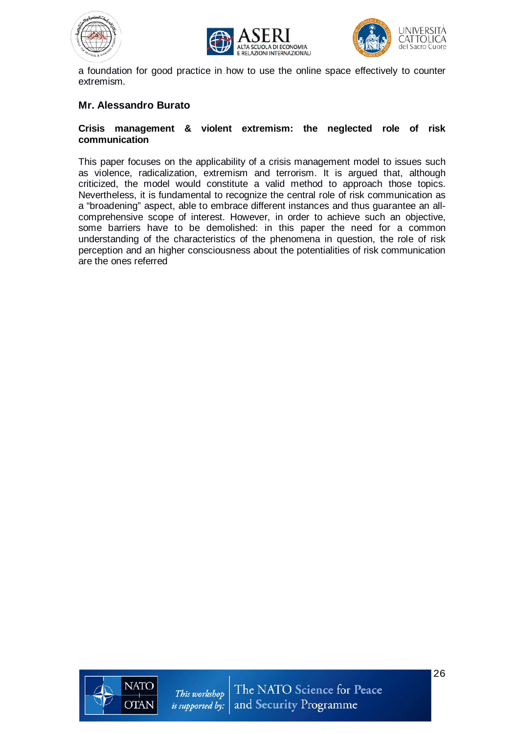a foundation for good practice in how to use the online space effectively to counter extremism.

**Mr. Alessandro Burato**

**Crisis management & violent extremism: the neglected role of risk communication**

This paper focuses on the applicability of a crisis management model to issues such as violence, radicalization, extremism and terrorism. It is argued that, although criticized, the model would constitute a valid method to approach those topics. Nevertheless, it is fundamental to recognize the central role of risk communication as a "broadening" aspect, able to embrace different instances and thus guarantee an all-comprehensive scope of interest. However, in order to achieve such an objective, some barriers have to be demolished: in this paper the need for a common understanding of the characteristics of the phenomena in question, the role of risk perception and an higher consciousness about the potentialities of risk communication are the ones referred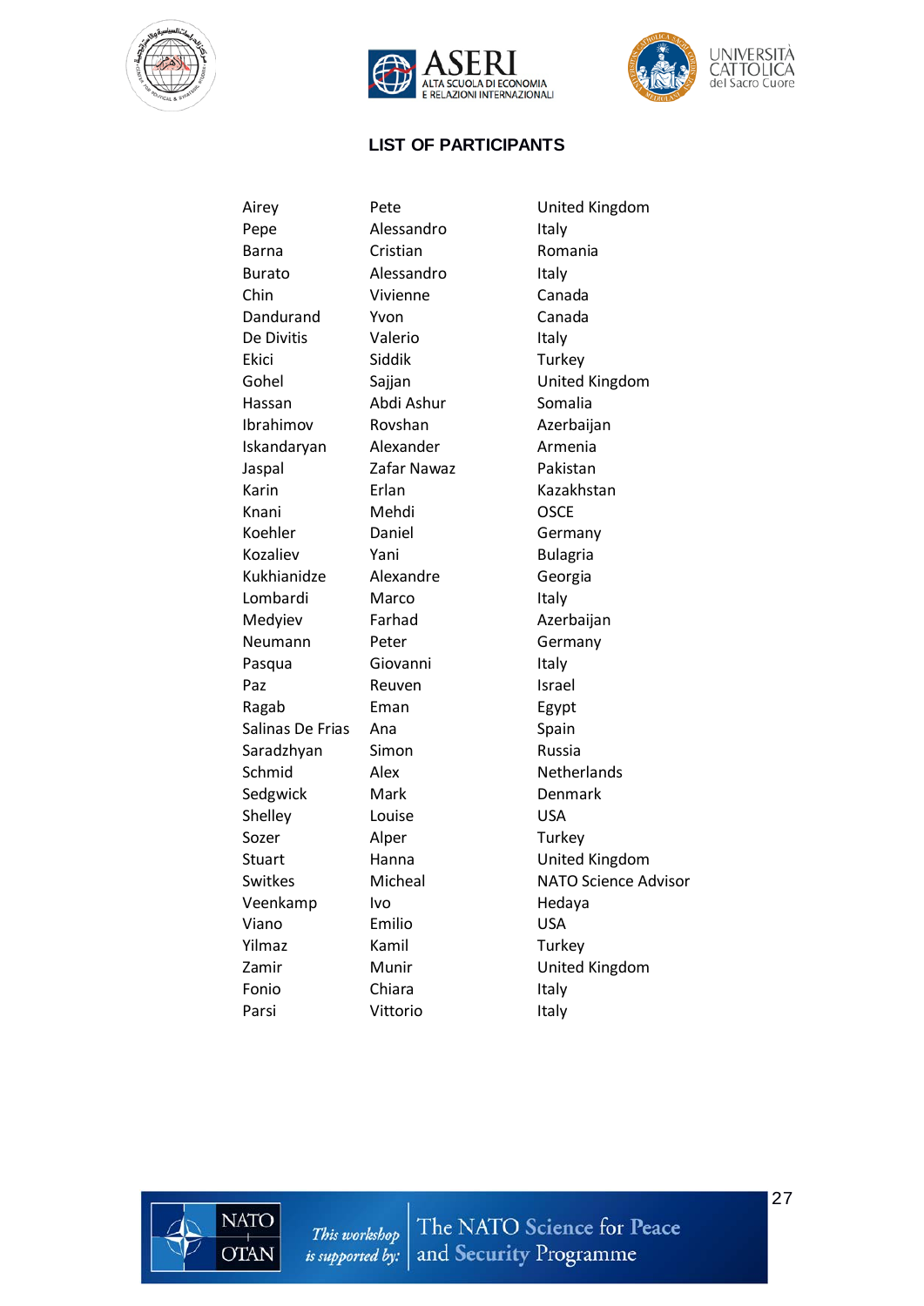## LIST OF PARTICIPANTS

| | | |
|---|---|---|
| Airey | Pete | United Kingdom |
| Pepe | Alessandro | Italy |
| Barna | Cristian | Romania |
| Burato | Alessandro | Italy |
| Chin | Vivienne | Canada |
| Dandurand | Yvon | Canada |
| De Divitis | Valerio | Italy |
| Ekici | Siddik | Turkey |
| Gohel | Sajjan | United Kingdom |
| Hassan | Abdi Ashur | Somalia |
| Ibrahimov | Rovshan | Azerbaijan |
| Iskandaryan | Alexander | Armenia |
| Jaspal | Zafar Nawaz | Pakistan |
| Karin | Erlan | Kazakhstan |
| Knani | Mehdi | OSCE |
| Koehler | Daniel | Germany |
| Kozaliev | Yani | Bulagria |
| Kukhianidze | Alexandre | Georgia |
| Lombardi | Marco | Italy |
| Medyiev | Farhad | Azerbaijan |
| Neumann | Peter | Germany |
| Pasqua | Giovanni | Italy |
| Paz | Reuven | Israel |
| Ragab | Eman | Egypt |
| Salinas De Frias | Ana | Spain |
| Saradzhyan | Simon | Russia |
| Schmid | Alex | Netherlands |
| Sedgwick | Mark | Denmark |
| Shelley | Louise | USA |
| Sozer | Alper | Turkey |
| Stuart | Hanna | United Kingdom |
| Switkes | Micheal | NATO Science Advisor |
| Veenkamp | Ivo | Hedaya |
| Viano | Emilio | USA |
| Yilmaz | Kamil | Turkey |
| Zamir | Munir | United Kingdom |
| Fonio | Chiara | Italy |
| Parsi | Vittorio | Italy |

*This workshop is supported by:* The NATO Science for Peace and Security Programme